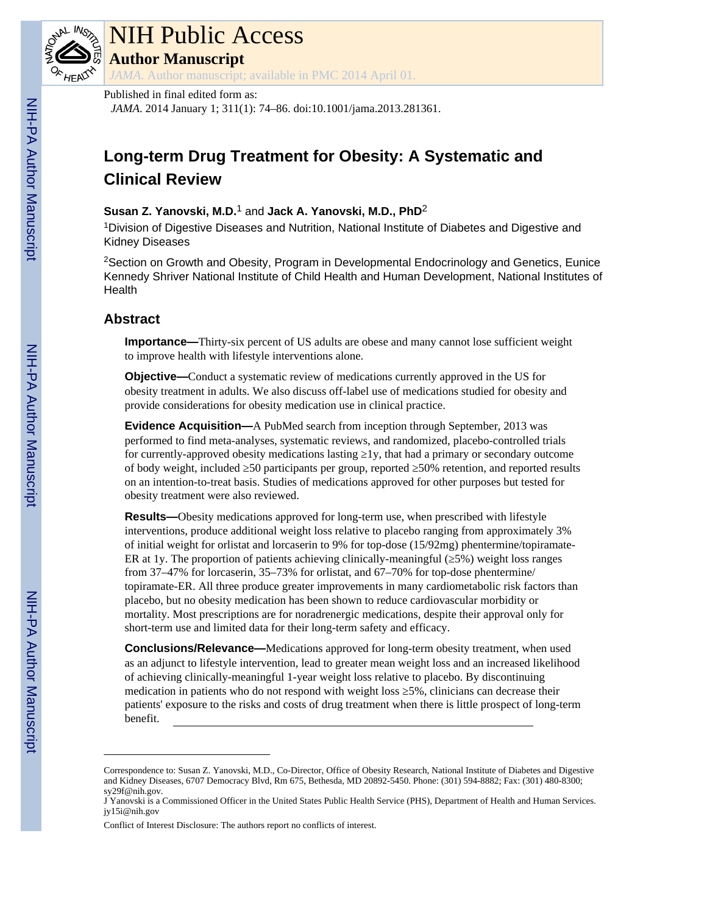# NIH Public Access

## Author Manuscript

*JAMA*. Author manuscript; available in PMC 2014 April 01.

Published in final edited form as:

*JAMA*. 2014 January 1; 311(1): 74–86. doi:10.1001/jama.2013.281361.

# Long-term Drug Treatment for Obesity: A Systematic and Clinical Review

**Susan Z. Yanovski, M.D.**[1] and **Jack A. Yanovski, M.D., PhD**[2]

[1]Division of Digestive Diseases and Nutrition, National Institute of Diabetes and Digestive and Kidney Diseases

[2]Section on Growth and Obesity, Program in Developmental Endocrinology and Genetics, Eunice Kennedy Shriver National Institute of Child Health and Human Development, National Institutes of Health

## Abstract

**Importance—**Thirty-six percent of US adults are obese and many cannot lose sufficient weight to improve health with lifestyle interventions alone.

**Objective—**Conduct a systematic review of medications currently approved in the US for obesity treatment in adults. We also discuss off-label use of medications studied for obesity and provide considerations for obesity medication use in clinical practice.

**Evidence Acquisition—**A PubMed search from inception through September, 2013 was performed to find meta-analyses, systematic reviews, and randomized, placebo-controlled trials for currently-approved obesity medications lasting ≥1y, that had a primary or secondary outcome of body weight, included ≥50 participants per group, reported ≥50% retention, and reported results on an intention-to-treat basis. Studies of medications approved for other purposes but tested for obesity treatment were also reviewed.

**Results—**Obesity medications approved for long-term use, when prescribed with lifestyle interventions, produce additional weight loss relative to placebo ranging from approximately 3% of initial weight for orlistat and lorcaserin to 9% for top-dose (15/92mg) phentermine/topiramate-ER at 1y. The proportion of patients achieving clinically-meaningful (≥5%) weight loss ranges from 37–47% for lorcaserin, 35–73% for orlistat, and 67–70% for top-dose phentermine/topiramate-ER. All three produce greater improvements in many cardiometabolic risk factors than placebo, but no obesity medication has been shown to reduce cardiovascular morbidity or mortality. Most prescriptions are for noradrenergic medications, despite their approval only for short-term use and limited data for their long-term safety and efficacy.

**Conclusions/Relevance—**Medications approved for long-term obesity treatment, when used as an adjunct to lifestyle intervention, lead to greater mean weight loss and an increased likelihood of achieving clinically-meaningful 1-year weight loss relative to placebo. By discontinuing medication in patients who do not respond with weight loss ≥5%, clinicians can decrease their patients' exposure to the risks and costs of drug treatment when there is little prospect of long-term benefit.

---

Correspondence to: Susan Z. Yanovski, M.D., Co-Director, Office of Obesity Research, National Institute of Diabetes and Digestive and Kidney Diseases, 6707 Democracy Blvd, Rm 675, Bethesda, MD 20892-5450. Phone: (301) 594-8882; Fax: (301) 480-8300; sy29f@nih.gov.

J Yanovski is a Commissioned Officer in the United States Public Health Service (PHS), Department of Health and Human Services. jy15i@nih.gov

Conflict of Interest Disclosure: The authors report no conflicts of interest.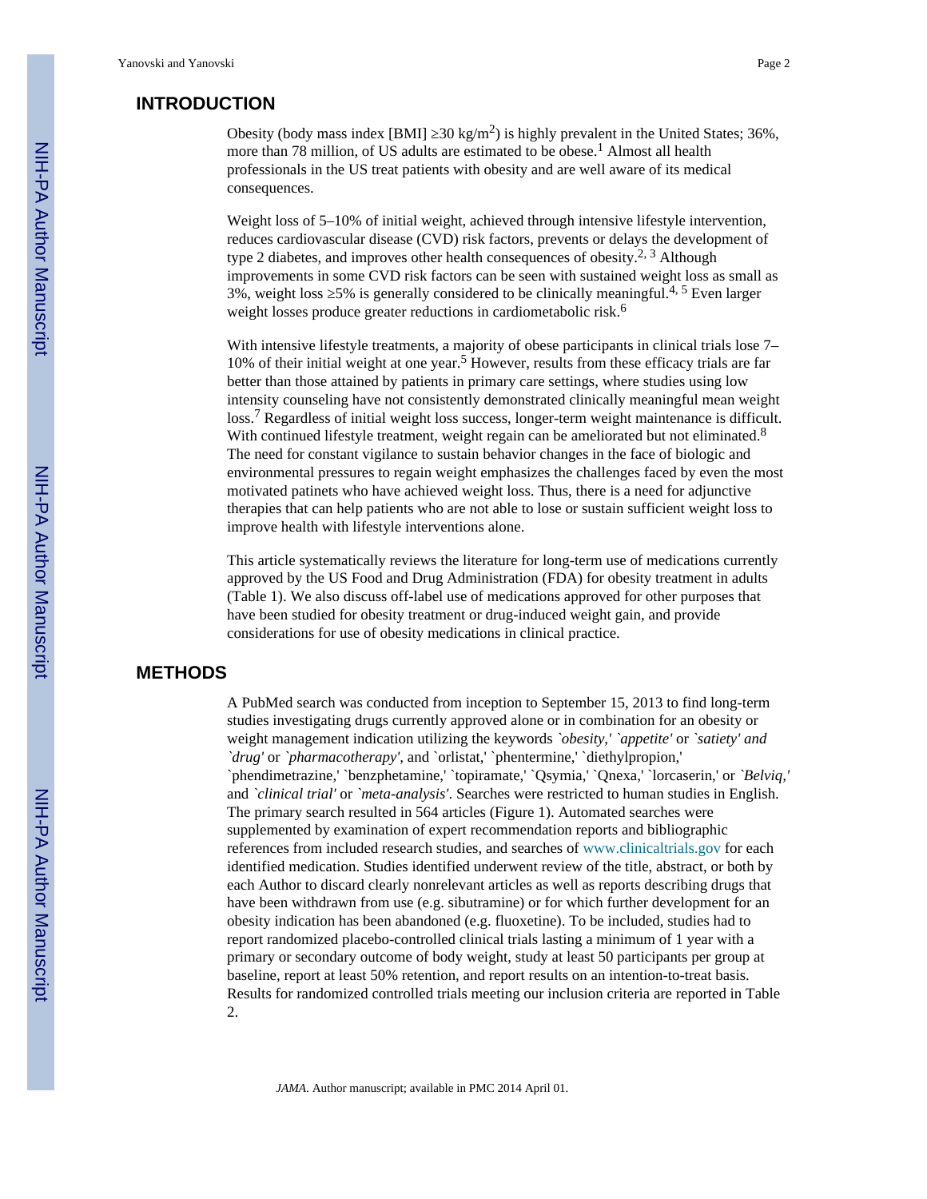## INTRODUCTION

Obesity (body mass index [BMI] ≥30 kg/m$^2$) is highly prevalent in the United States; 36%, more than 78 million, of US adults are estimated to be obese.[1] Almost all health professionals in the US treat patients with obesity and are well aware of its medical consequences.

Weight loss of 5–10% of initial weight, achieved through intensive lifestyle intervention, reduces cardiovascular disease (CVD) risk factors, prevents or delays the development of type 2 diabetes, and improves other health consequences of obesity.[2, 3] Although improvements in some CVD risk factors can be seen with sustained weight loss as small as 3%, weight loss ≥5% is generally considered to be clinically meaningful.[4, 5] Even larger weight losses produce greater reductions in cardiometabolic risk.[6]

With intensive lifestyle treatments, a majority of obese participants in clinical trials lose 7–10% of their initial weight at one year.[5] However, results from these efficacy trials are far better than those attained by patients in primary care settings, where studies using low intensity counseling have not consistently demonstrated clinically meaningful mean weight loss.[7] Regardless of initial weight loss success, longer-term weight maintenance is difficult. With continued lifestyle treatment, weight regain can be ameliorated but not eliminated.[8] The need for constant vigilance to sustain behavior changes in the face of biologic and environmental pressures to regain weight emphasizes the challenges faced by even the most motivated patinets who have achieved weight loss. Thus, there is a need for adjunctive therapies that can help patients who are not able to lose or sustain sufficient weight loss to improve health with lifestyle interventions alone.

This article systematically reviews the literature for long-term use of medications currently approved by the US Food and Drug Administration (FDA) for obesity treatment in adults (Table 1). We also discuss off-label use of medications approved for other purposes that have been studied for obesity treatment or drug-induced weight gain, and provide considerations for use of obesity medications in clinical practice.

## METHODS

A PubMed search was conducted from inception to September 15, 2013 to find long-term studies investigating drugs currently approved alone or in combination for an obesity or weight management indication utilizing the keywords *`obesity,' `appetite'* or *`satiety' and `drug'* or *`pharmacotherapy',* and `orlistat,' `phentermine,' `diethylpropion,' `phendimetrazine,' `benzphetamine,' `topiramate,' `Qsymia,' `Qnexa,' `lorcaserin,' or *`Belviq,'* and *`clinical trial'* or *`meta-analysis'*. Searches were restricted to human studies in English. The primary search resulted in 564 articles (Figure 1). Automated searches were supplemented by examination of expert recommendation reports and bibliographic references from included research studies, and searches of www.clinicaltrials.gov for each identified medication. Studies identified underwent review of the title, abstract, or both by each Author to discard clearly nonrelevant articles as well as reports describing drugs that have been withdrawn from use (e.g. sibutramine) or for which further development for an obesity indication has been abandoned (e.g. fluoxetine). To be included, studies had to report randomized placebo-controlled clinical trials lasting a minimum of 1 year with a primary or secondary outcome of body weight, study at least 50 participants per group at baseline, report at least 50% retention, and report results on an intention-to-treat basis. Results for randomized controlled trials meeting our inclusion criteria are reported in Table 2.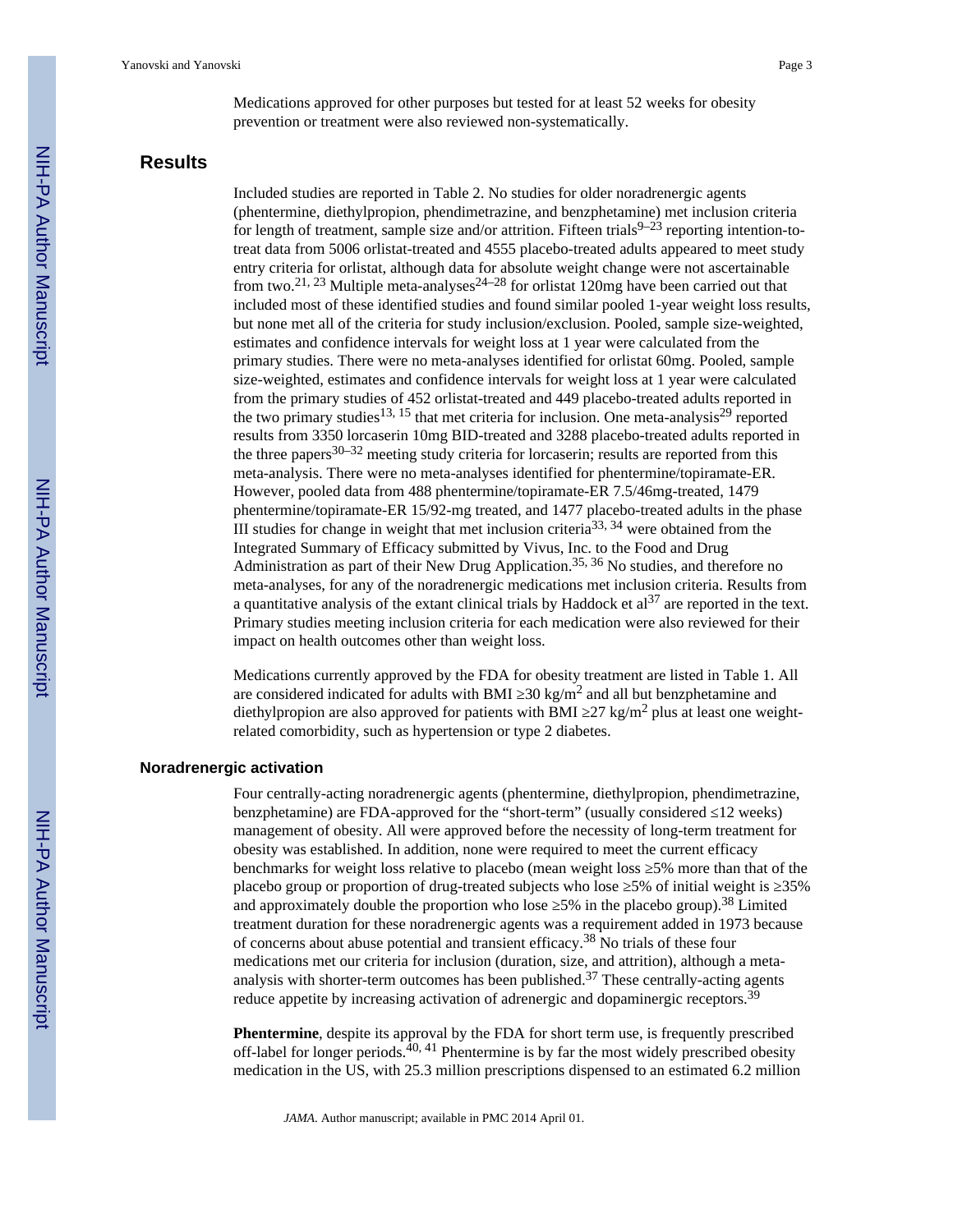Medications approved for other purposes but tested for at least 52 weeks for obesity prevention or treatment were also reviewed non-systematically.

## Results

Included studies are reported in Table 2. No studies for older noradrenergic agents (phentermine, diethylpropion, phendimetrazine, and benzphetamine) met inclusion criteria for length of treatment, sample size and/or attrition. Fifteen trials[9–23] reporting intention-to-treat data from 5006 orlistat-treated and 4555 placebo-treated adults appeared to meet study entry criteria for orlistat, although data for absolute weight change were not ascertainable from two.[21, 23] Multiple meta-analyses[24–28] for orlistat 120mg have been carried out that included most of these identified studies and found similar pooled 1-year weight loss results, but none met all of the criteria for study inclusion/exclusion. Pooled, sample size-weighted, estimates and confidence intervals for weight loss at 1 year were calculated from the primary studies. There were no meta-analyses identified for orlistat 60mg. Pooled, sample size-weighted, estimates and confidence intervals for weight loss at 1 year were calculated from the primary studies of 452 orlistat-treated and 449 placebo-treated adults reported in the two primary studies[13, 15] that met criteria for inclusion. One meta-analysis[29] reported results from 3350 lorcaserin 10mg BID-treated and 3288 placebo-treated adults reported in the three papers[30–32] meeting study criteria for lorcaserin; results are reported from this meta-analysis. There were no meta-analyses identified for phentermine/topiramate-ER. However, pooled data from 488 phentermine/topiramate-ER 7.5/46mg-treated, 1479 phentermine/topiramate-ER 15/92-mg treated, and 1477 placebo-treated adults in the phase III studies for change in weight that met inclusion criteria[33, 34] were obtained from the Integrated Summary of Efficacy submitted by Vivus, Inc. to the Food and Drug Administration as part of their New Drug Application.[35, 36] No studies, and therefore no meta-analyses, for any of the noradrenergic medications met inclusion criteria. Results from a quantitative analysis of the extant clinical trials by Haddock et al[37] are reported in the text. Primary studies meeting inclusion criteria for each medication were also reviewed for their impact on health outcomes other than weight loss.

Medications currently approved by the FDA for obesity treatment are listed in Table 1. All are considered indicated for adults with BMI ≥30 kg/m$^2$ and all but benzphetamine and diethylpropion are also approved for patients with BMI ≥27 kg/m$^2$ plus at least one weight-related comorbidity, such as hypertension or type 2 diabetes.

### Noradrenergic activation

Four centrally-acting noradrenergic agents (phentermine, diethylpropion, phendimetrazine, benzphetamine) are FDA-approved for the "short-term" (usually considered ≤12 weeks) management of obesity. All were approved before the necessity of long-term treatment for obesity was established. In addition, none were required to meet the current efficacy benchmarks for weight loss relative to placebo (mean weight loss ≥5% more than that of the placebo group or proportion of drug-treated subjects who lose ≥5% of initial weight is ≥35% and approximately double the proportion who lose ≥5% in the placebo group).[38] Limited treatment duration for these noradrenergic agents was a requirement added in 1973 because of concerns about abuse potential and transient efficacy.[38] No trials of these four medications met our criteria for inclusion (duration, size, and attrition), although a meta-analysis with shorter-term outcomes has been published.[37] These centrally-acting agents reduce appetite by increasing activation of adrenergic and dopaminergic receptors.[39]

**Phentermine**, despite its approval by the FDA for short term use, is frequently prescribed off-label for longer periods.[40, 41] Phentermine is by far the most widely prescribed obesity medication in the US, with 25.3 million prescriptions dispensed to an estimated 6.2 million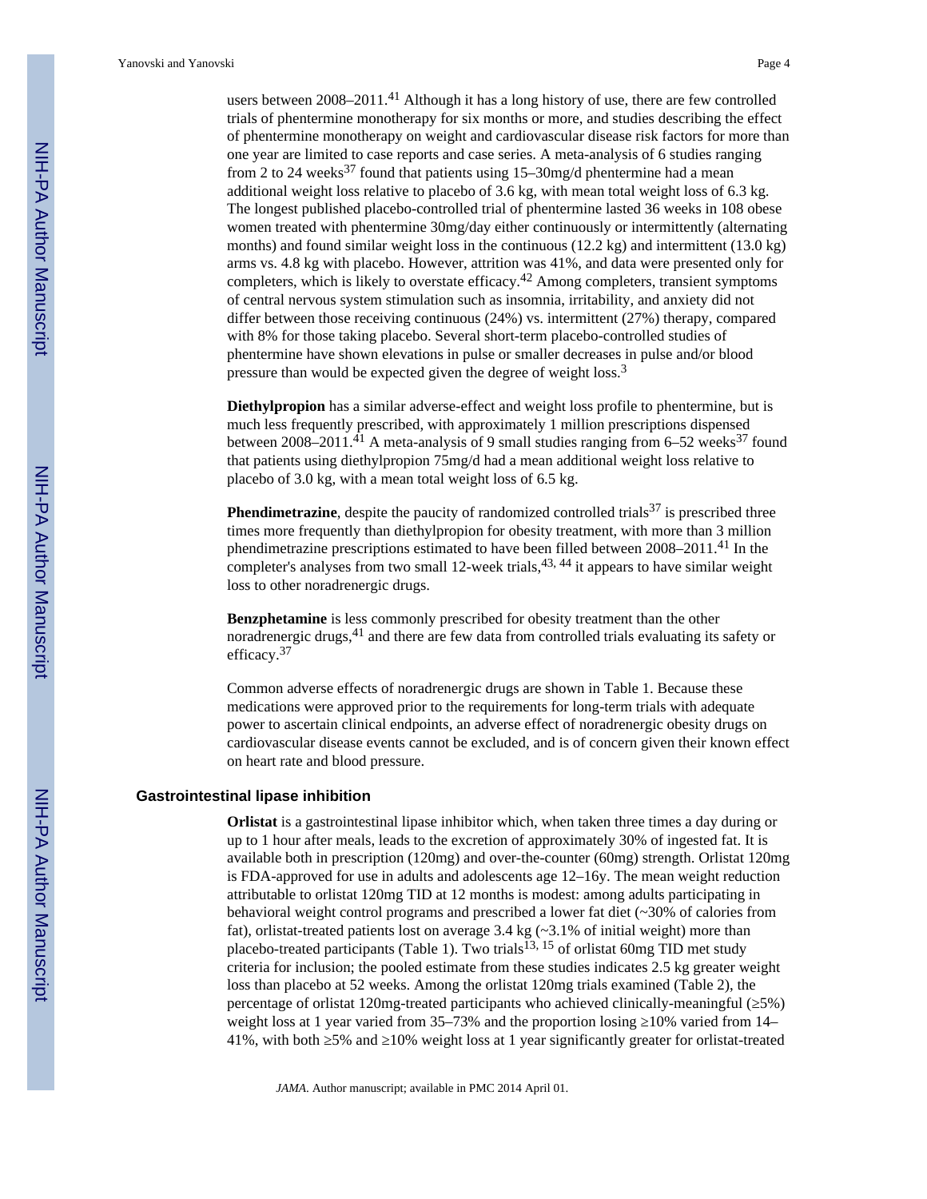users between 2008–2011.[41] Although it has a long history of use, there are few controlled trials of phentermine monotherapy for six months or more, and studies describing the effect of phentermine monotherapy on weight and cardiovascular disease risk factors for more than one year are limited to case reports and case series. A meta-analysis of 6 studies ranging from 2 to 24 weeks[37] found that patients using 15–30mg/d phentermine had a mean additional weight loss relative to placebo of 3.6 kg, with mean total weight loss of 6.3 kg. The longest published placebo-controlled trial of phentermine lasted 36 weeks in 108 obese women treated with phentermine 30mg/day either continuously or intermittently (alternating months) and found similar weight loss in the continuous (12.2 kg) and intermittent (13.0 kg) arms vs. 4.8 kg with placebo. However, attrition was 41%, and data were presented only for completers, which is likely to overstate efficacy.[42] Among completers, transient symptoms of central nervous system stimulation such as insomnia, irritability, and anxiety did not differ between those receiving continuous (24%) vs. intermittent (27%) therapy, compared with 8% for those taking placebo. Several short-term placebo-controlled studies of phentermine have shown elevations in pulse or smaller decreases in pulse and/or blood pressure than would be expected given the degree of weight loss.[3]

**Diethylpropion** has a similar adverse-effect and weight loss profile to phentermine, but is much less frequently prescribed, with approximately 1 million prescriptions dispensed between 2008–2011.[41] A meta-analysis of 9 small studies ranging from 6–52 weeks[37] found that patients using diethylpropion 75mg/d had a mean additional weight loss relative to placebo of 3.0 kg, with a mean total weight loss of 6.5 kg.

**Phendimetrazine**, despite the paucity of randomized controlled trials[37] is prescribed three times more frequently than diethylpropion for obesity treatment, with more than 3 million phendimetrazine prescriptions estimated to have been filled between 2008–2011.[41] In the completer's analyses from two small 12-week trials,[43, 44] it appears to have similar weight loss to other noradrenergic drugs.

**Benzphetamine** is less commonly prescribed for obesity treatment than the other noradrenergic drugs,[41] and there are few data from controlled trials evaluating its safety or efficacy.[37]

Common adverse effects of noradrenergic drugs are shown in Table 1. Because these medications were approved prior to the requirements for long-term trials with adequate power to ascertain clinical endpoints, an adverse effect of noradrenergic obesity drugs on cardiovascular disease events cannot be excluded, and is of concern given their known effect on heart rate and blood pressure.

### Gastrointestinal lipase inhibition

**Orlistat** is a gastrointestinal lipase inhibitor which, when taken three times a day during or up to 1 hour after meals, leads to the excretion of approximately 30% of ingested fat. It is available both in prescription (120mg) and over-the-counter (60mg) strength. Orlistat 120mg is FDA-approved for use in adults and adolescents age 12–16y. The mean weight reduction attributable to orlistat 120mg TID at 12 months is modest: among adults participating in behavioral weight control programs and prescribed a lower fat diet (~30% of calories from fat), orlistat-treated patients lost on average 3.4 kg (~3.1% of initial weight) more than placebo-treated participants (Table 1). Two trials[13, 15] of orlistat 60mg TID met study criteria for inclusion; the pooled estimate from these studies indicates 2.5 kg greater weight loss than placebo at 52 weeks. Among the orlistat 120mg trials examined (Table 2), the percentage of orlistat 120mg-treated participants who achieved clinically-meaningful (≥5%) weight loss at 1 year varied from 35–73% and the proportion losing ≥10% varied from 14–41%, with both ≥5% and ≥10% weight loss at 1 year significantly greater for orlistat-treated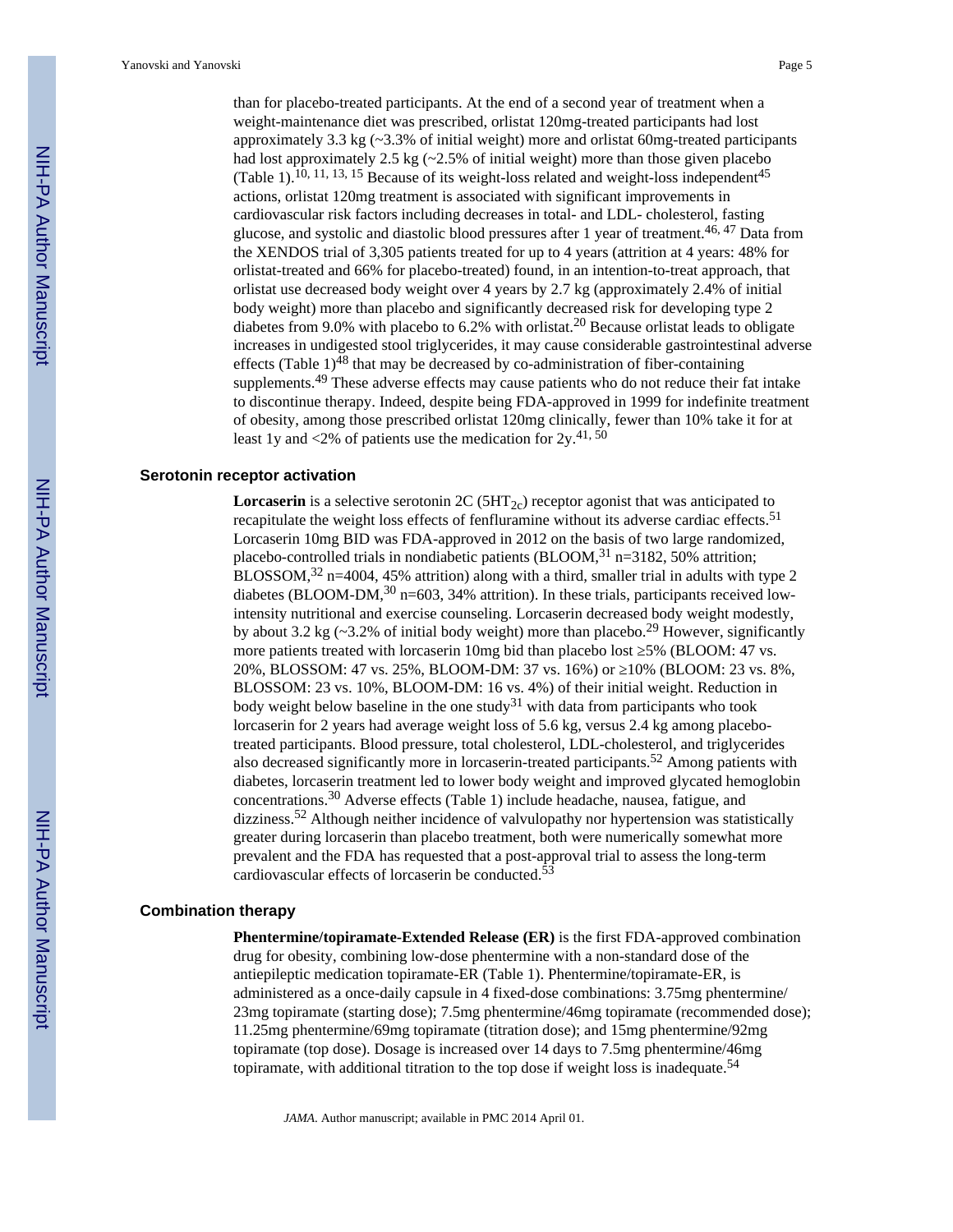than for placebo-treated participants. At the end of a second year of treatment when a weight-maintenance diet was prescribed, orlistat 120mg-treated participants had lost approximately 3.3 kg (~3.3% of initial weight) more and orlistat 60mg-treated participants had lost approximately 2.5 kg (~2.5% of initial weight) more than those given placebo (Table 1).[10, 11, 13, 15] Because of its weight-loss related and weight-loss independent[45] actions, orlistat 120mg treatment is associated with significant improvements in cardiovascular risk factors including decreases in total- and LDL- cholesterol, fasting glucose, and systolic and diastolic blood pressures after 1 year of treatment.[46, 47] Data from the XENDOS trial of 3,305 patients treated for up to 4 years (attrition at 4 years: 48% for orlistat-treated and 66% for placebo-treated) found, in an intention-to-treat approach, that orlistat use decreased body weight over 4 years by 2.7 kg (approximately 2.4% of initial body weight) more than placebo and significantly decreased risk for developing type 2 diabetes from 9.0% with placebo to 6.2% with orlistat.[20] Because orlistat leads to obligate increases in undigested stool triglycerides, it may cause considerable gastrointestinal adverse effects (Table 1)[48] that may be decreased by co-administration of fiber-containing supplements.[49] These adverse effects may cause patients who do not reduce their fat intake to discontinue therapy. Indeed, despite being FDA-approved in 1999 for indefinite treatment of obesity, among those prescribed orlistat 120mg clinically, fewer than 10% take it for at least 1y and <2% of patients use the medication for 2y.[41, 50]

## Serotonin receptor activation

**Lorcaserin** is a selective serotonin 2C ($5HT_{2c}$) receptor agonist that was anticipated to recapitulate the weight loss effects of fenfluramine without its adverse cardiac effects.[51] Lorcaserin 10mg BID was FDA-approved in 2012 on the basis of two large randomized, placebo-controlled trials in nondiabetic patients (BLOOM,[31] n=3182, 50% attrition; BLOSSOM,[32] n=4004, 45% attrition) along with a third, smaller trial in adults with type 2 diabetes (BLOOM-DM,[30] n=603, 34% attrition). In these trials, participants received low-intensity nutritional and exercise counseling. Lorcaserin decreased body weight modestly, by about 3.2 kg (~3.2% of initial body weight) more than placebo.[29] However, significantly more patients treated with lorcaserin 10mg bid than placebo lost ≥5% (BLOOM: 47 vs. 20%, BLOSSOM: 47 vs. 25%, BLOOM-DM: 37 vs. 16%) or ≥10% (BLOOM: 23 vs. 8%, BLOSSOM: 23 vs. 10%, BLOOM-DM: 16 vs. 4%) of their initial weight. Reduction in body weight below baseline in the one study[31] with data from participants who took lorcaserin for 2 years had average weight loss of 5.6 kg, versus 2.4 kg among placebo-treated participants. Blood pressure, total cholesterol, LDL-cholesterol, and triglycerides also decreased significantly more in lorcaserin-treated participants.[52] Among patients with diabetes, lorcaserin treatment led to lower body weight and improved glycated hemoglobin concentrations.[30] Adverse effects (Table 1) include headache, nausea, fatigue, and dizziness.[52] Although neither incidence of valvulopathy nor hypertension was statistically greater during lorcaserin than placebo treatment, both were numerically somewhat more prevalent and the FDA has requested that a post-approval trial to assess the long-term cardiovascular effects of lorcaserin be conducted.[53]

## Combination therapy

**Phentermine/topiramate-Extended Release (ER)** is the first FDA-approved combination drug for obesity, combining low-dose phentermine with a non-standard dose of the antiepileptic medication topiramate-ER (Table 1). Phentermine/topiramate-ER, is administered as a once-daily capsule in 4 fixed-dose combinations: 3.75mg phentermine/23mg topiramate (starting dose); 7.5mg phentermine/46mg topiramate (recommended dose); 11.25mg phentermine/69mg topiramate (titration dose); and 15mg phentermine/92mg topiramate (top dose). Dosage is increased over 14 days to 7.5mg phentermine/46mg topiramate, with additional titration to the top dose if weight loss is inadequate.[54]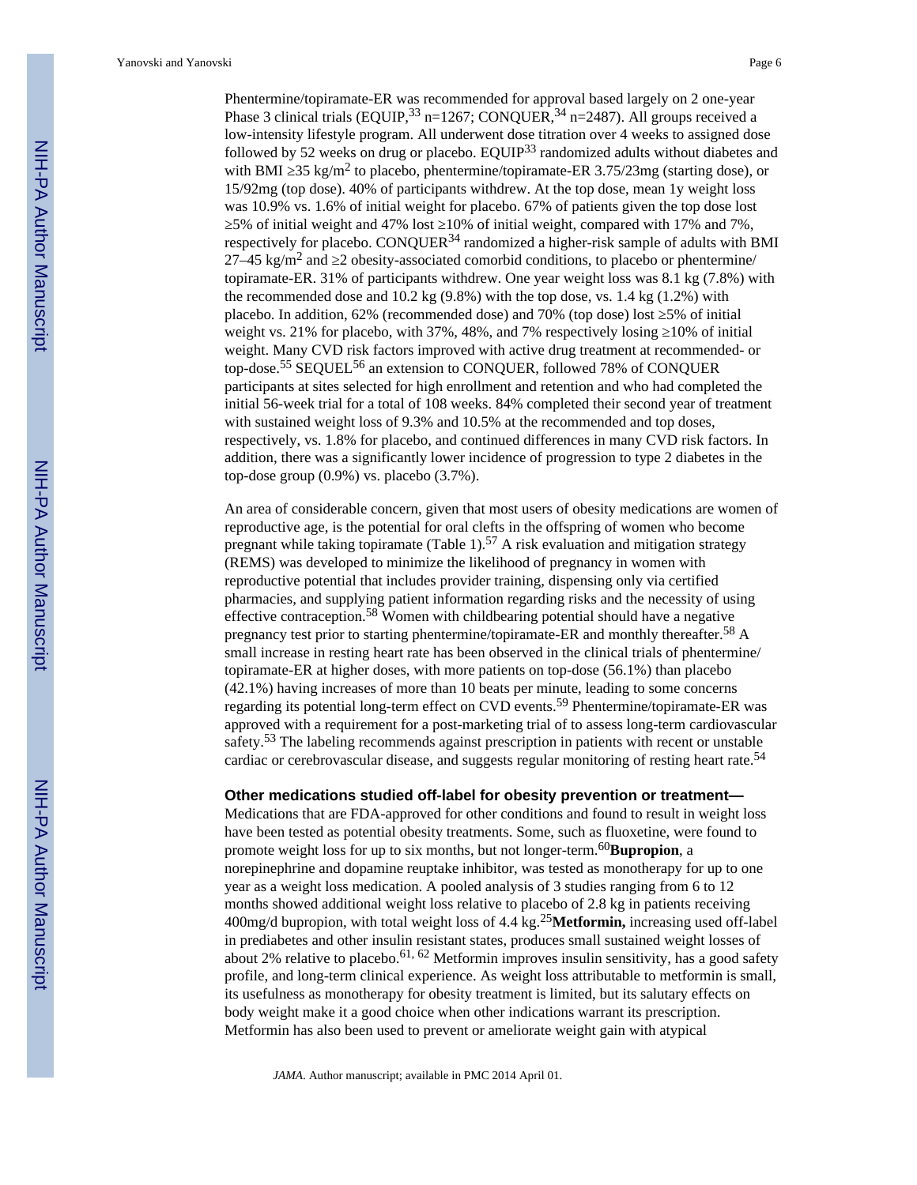Phentermine/topiramate-ER was recommended for approval based largely on 2 one-year Phase 3 clinical trials (EQUIP,[33] n=1267; CONQUER,[34] n=2487). All groups received a low-intensity lifestyle program. All underwent dose titration over 4 weeks to assigned dose followed by 52 weeks on drug or placebo. EQUIP[33] randomized adults without diabetes and with BMI ≥35 kg/m$^2$ to placebo, phentermine/topiramate-ER 3.75/23mg (starting dose), or 15/92mg (top dose). 40% of participants withdrew. At the top dose, mean 1y weight loss was 10.9% vs. 1.6% of initial weight for placebo. 67% of patients given the top dose lost ≥5% of initial weight and 47% lost ≥10% of initial weight, compared with 17% and 7%, respectively for placebo. CONQUER[34] randomized a higher-risk sample of adults with BMI 27–45 kg/m$^2$ and ≥2 obesity-associated comorbid conditions, to placebo or phentermine/topiramate-ER. 31% of participants withdrew. One year weight loss was 8.1 kg (7.8%) with the recommended dose and 10.2 kg (9.8%) with the top dose, vs. 1.4 kg (1.2%) with placebo. In addition, 62% (recommended dose) and 70% (top dose) lost ≥5% of initial weight vs. 21% for placebo, with 37%, 48%, and 7% respectively losing ≥10% of initial weight. Many CVD risk factors improved with active drug treatment at recommended- or top-dose.[55] SEQUEL[56] an extension to CONQUER, followed 78% of CONQUER participants at sites selected for high enrollment and retention and who had completed the initial 56-week trial for a total of 108 weeks. 84% completed their second year of treatment with sustained weight loss of 9.3% and 10.5% at the recommended and top doses, respectively, vs. 1.8% for placebo, and continued differences in many CVD risk factors. In addition, there was a significantly lower incidence of progression to type 2 diabetes in the top-dose group (0.9%) vs. placebo (3.7%).

An area of considerable concern, given that most users of obesity medications are women of reproductive age, is the potential for oral clefts in the offspring of women who become pregnant while taking topiramate (Table 1).[57] A risk evaluation and mitigation strategy (REMS) was developed to minimize the likelihood of pregnancy in women with reproductive potential that includes provider training, dispensing only via certified pharmacies, and supplying patient information regarding risks and the necessity of using effective contraception.[58] Women with childbearing potential should have a negative pregnancy test prior to starting phentermine/topiramate-ER and monthly thereafter.[58] A small increase in resting heart rate has been observed in the clinical trials of phentermine/topiramate-ER at higher doses, with more patients on top-dose (56.1%) than placebo (42.1%) having increases of more than 10 beats per minute, leading to some concerns regarding its potential long-term effect on CVD events.[59] Phentermine/topiramate-ER was approved with a requirement for a post-marketing trial of to assess long-term cardiovascular safety.[53] The labeling recommends against prescription in patients with recent or unstable cardiac or cerebrovascular disease, and suggests regular monitoring of resting heart rate.[54]

**Other medications studied off-label for obesity prevention or treatment—** Medications that are FDA-approved for other conditions and found to result in weight loss have been tested as potential obesity treatments. Some, such as fluoxetine, were found to promote weight loss for up to six months, but not longer-term.[60] **Bupropion**, a norepinephrine and dopamine reuptake inhibitor, was tested as monotherapy for up to one year as a weight loss medication. A pooled analysis of 3 studies ranging from 6 to 12 months showed additional weight loss relative to placebo of 2.8 kg in patients receiving 400mg/d bupropion, with total weight loss of 4.4 kg.[25] **Metformin,** increasing used off-label in prediabetes and other insulin resistant states, produces small sustained weight losses of about 2% relative to placebo.[61, 62] Metformin improves insulin sensitivity, has a good safety profile, and long-term clinical experience. As weight loss attributable to metformin is small, its usefulness as monotherapy for obesity treatment is limited, but its salutary effects on body weight make it a good choice when other indications warrant its prescription. Metformin has also been used to prevent or ameliorate weight gain with atypical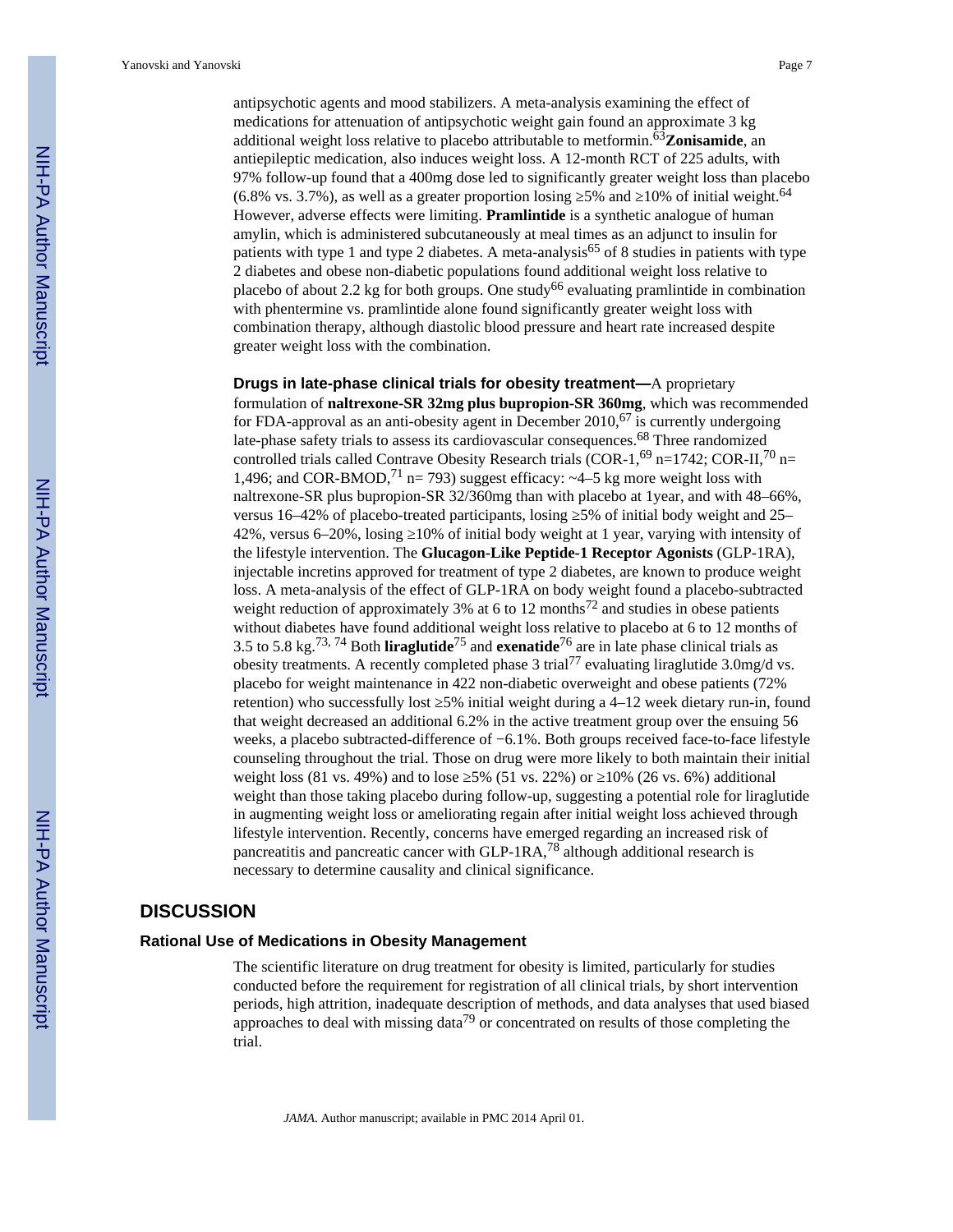antipsychotic agents and mood stabilizers. A meta-analysis examining the effect of medications for attenuation of antipsychotic weight gain found an approximate 3 kg additional weight loss relative to placebo attributable to metformin.[63] **Zonisamide**, an antiepileptic medication, also induces weight loss. A 12-month RCT of 225 adults, with 97% follow-up found that a 400mg dose led to significantly greater weight loss than placebo (6.8% vs. 3.7%), as well as a greater proportion losing ≥5% and ≥10% of initial weight.[64] However, adverse effects were limiting. **Pramlintide** is a synthetic analogue of human amylin, which is administered subcutaneously at meal times as an adjunct to insulin for patients with type 1 and type 2 diabetes. A meta-analysis[65] of 8 studies in patients with type 2 diabetes and obese non-diabetic populations found additional weight loss relative to placebo of about 2.2 kg for both groups. One study[66] evaluating pramlintide in combination with phentermine vs. pramlintide alone found significantly greater weight loss with combination therapy, although diastolic blood pressure and heart rate increased despite greater weight loss with the combination.

**Drugs in late-phase clinical trials for obesity treatment—**A proprietary formulation of **naltrexone-SR 32mg plus bupropion-SR 360mg**, which was recommended for FDA-approval as an anti-obesity agent in December 2010,[67] is currently undergoing late-phase safety trials to assess its cardiovascular consequences.[68] Three randomized controlled trials called Contrave Obesity Research trials (COR-1,[69] n=1742; COR-II,[70] n= 1,496; and COR-BMOD,[71] n= 793) suggest efficacy: ~4–5 kg more weight loss with naltrexone-SR plus bupropion-SR 32/360mg than with placebo at 1year, and with 48–66%, versus 16–42% of placebo-treated participants, losing ≥5% of initial body weight and 25–42%, versus 6–20%, losing ≥10% of initial body weight at 1 year, varying with intensity of the lifestyle intervention. The **Glucagon-Like Peptide-1 Receptor Agonists** (GLP-1RA), injectable incretins approved for treatment of type 2 diabetes, are known to produce weight loss. A meta-analysis of the effect of GLP-1RA on body weight found a placebo-subtracted weight reduction of approximately 3% at 6 to 12 months[72] and studies in obese patients without diabetes have found additional weight loss relative to placebo at 6 to 12 months of 3.5 to 5.8 kg.[73, 74] Both **liraglutide**[75] and **exenatide**[76] are in late phase clinical trials as obesity treatments. A recently completed phase 3 trial[77] evaluating liraglutide 3.0mg/d vs. placebo for weight maintenance in 422 non-diabetic overweight and obese patients (72% retention) who successfully lost ≥5% initial weight during a 4–12 week dietary run-in, found that weight decreased an additional 6.2% in the active treatment group over the ensuing 56 weeks, a placebo subtracted-difference of −6.1%. Both groups received face-to-face lifestyle counseling throughout the trial. Those on drug were more likely to both maintain their initial weight loss (81 vs. 49%) and to lose ≥5% (51 vs. 22%) or ≥10% (26 vs. 6%) additional weight than those taking placebo during follow-up, suggesting a potential role for liraglutide in augmenting weight loss or ameliorating regain after initial weight loss achieved through lifestyle intervention. Recently, concerns have emerged regarding an increased risk of pancreatitis and pancreatic cancer with GLP-1RA,[78] although additional research is necessary to determine causality and clinical significance.

## DISCUSSION

### Rational Use of Medications in Obesity Management

The scientific literature on drug treatment for obesity is limited, particularly for studies conducted before the requirement for registration of all clinical trials, by short intervention periods, high attrition, inadequate description of methods, and data analyses that used biased approaches to deal with missing data[79] or concentrated on results of those completing the trial.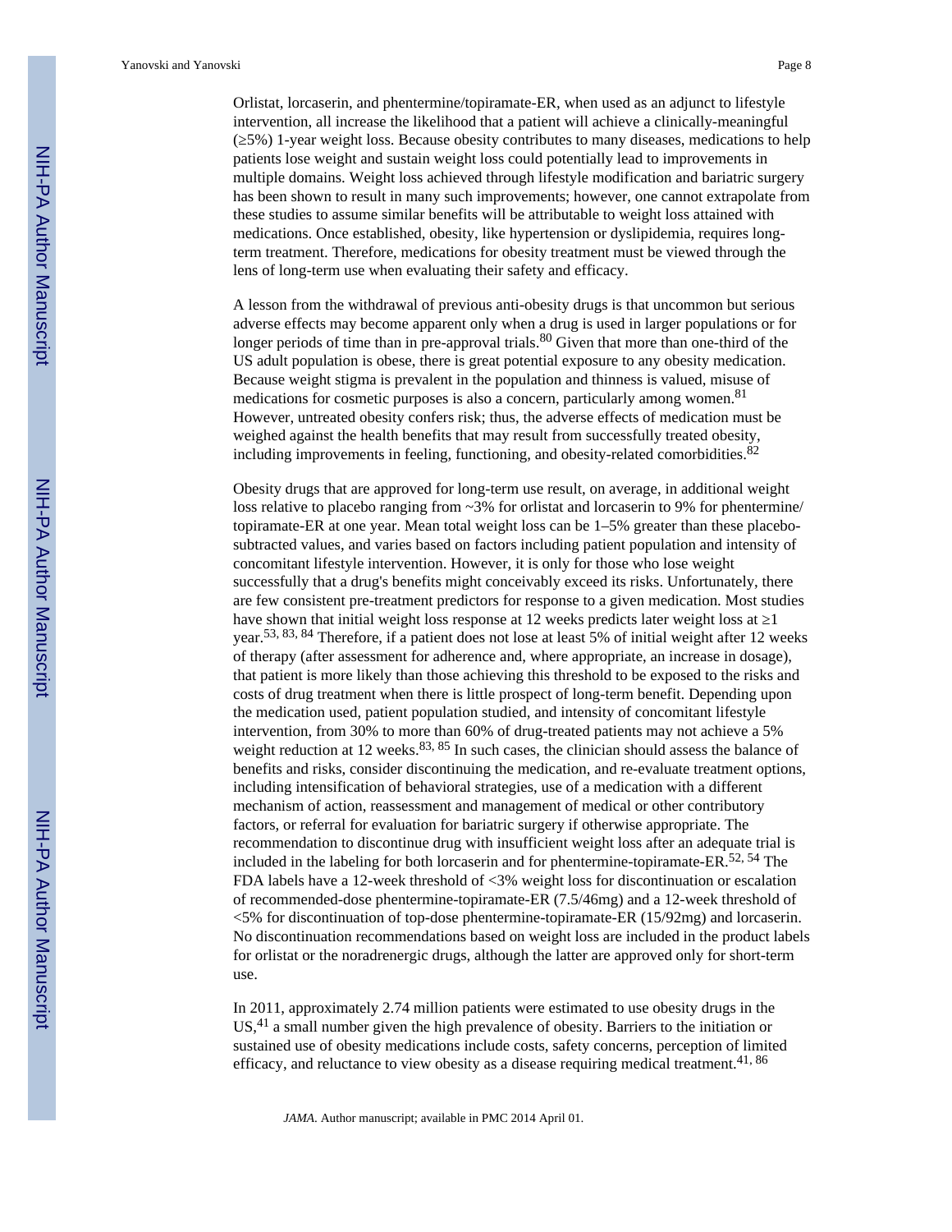Orlistat, lorcaserin, and phentermine/topiramate-ER, when used as an adjunct to lifestyle intervention, all increase the likelihood that a patient will achieve a clinically-meaningful (≥5%) 1-year weight loss. Because obesity contributes to many diseases, medications to help patients lose weight and sustain weight loss could potentially lead to improvements in multiple domains. Weight loss achieved through lifestyle modification and bariatric surgery has been shown to result in many such improvements; however, one cannot extrapolate from these studies to assume similar benefits will be attributable to weight loss attained with medications. Once established, obesity, like hypertension or dyslipidemia, requires long-term treatment. Therefore, medications for obesity treatment must be viewed through the lens of long-term use when evaluating their safety and efficacy.

A lesson from the withdrawal of previous anti-obesity drugs is that uncommon but serious adverse effects may become apparent only when a drug is used in larger populations or for longer periods of time than in pre-approval trials.[80] Given that more than one-third of the US adult population is obese, there is great potential exposure to any obesity medication. Because weight stigma is prevalent in the population and thinness is valued, misuse of medications for cosmetic purposes is also a concern, particularly among women.[81] However, untreated obesity confers risk; thus, the adverse effects of medication must be weighed against the health benefits that may result from successfully treated obesity, including improvements in feeling, functioning, and obesity-related comorbidities.[82]

Obesity drugs that are approved for long-term use result, on average, in additional weight loss relative to placebo ranging from ~3% for orlistat and lorcaserin to 9% for phentermine/topiramate-ER at one year. Mean total weight loss can be 1–5% greater than these placebo-subtracted values, and varies based on factors including patient population and intensity of concomitant lifestyle intervention. However, it is only for those who lose weight successfully that a drug's benefits might conceivably exceed its risks. Unfortunately, there are few consistent pre-treatment predictors for response to a given medication. Most studies have shown that initial weight loss response at 12 weeks predicts later weight loss at ≥1 year.[53, 83, 84] Therefore, if a patient does not lose at least 5% of initial weight after 12 weeks of therapy (after assessment for adherence and, where appropriate, an increase in dosage), that patient is more likely than those achieving this threshold to be exposed to the risks and costs of drug treatment when there is little prospect of long-term benefit. Depending upon the medication used, patient population studied, and intensity of concomitant lifestyle intervention, from 30% to more than 60% of drug-treated patients may not achieve a 5% weight reduction at 12 weeks.[83, 85] In such cases, the clinician should assess the balance of benefits and risks, consider discontinuing the medication, and re-evaluate treatment options, including intensification of behavioral strategies, use of a medication with a different mechanism of action, reassessment and management of medical or other contributory factors, or referral for evaluation for bariatric surgery if otherwise appropriate. The recommendation to discontinue drug with insufficient weight loss after an adequate trial is included in the labeling for both lorcaserin and for phentermine-topiramate-ER.[52, 54] The FDA labels have a 12-week threshold of <3% weight loss for discontinuation or escalation of recommended-dose phentermine-topiramate-ER (7.5/46mg) and a 12-week threshold of <5% for discontinuation of top-dose phentermine-topiramate-ER (15/92mg) and lorcaserin. No discontinuation recommendations based on weight loss are included in the product labels for orlistat or the noradrenergic drugs, although the latter are approved only for short-term use.

In 2011, approximately 2.74 million patients were estimated to use obesity drugs in the US,[41] a small number given the high prevalence of obesity. Barriers to the initiation or sustained use of obesity medications include costs, safety concerns, perception of limited efficacy, and reluctance to view obesity as a disease requiring medical treatment.[41, 86]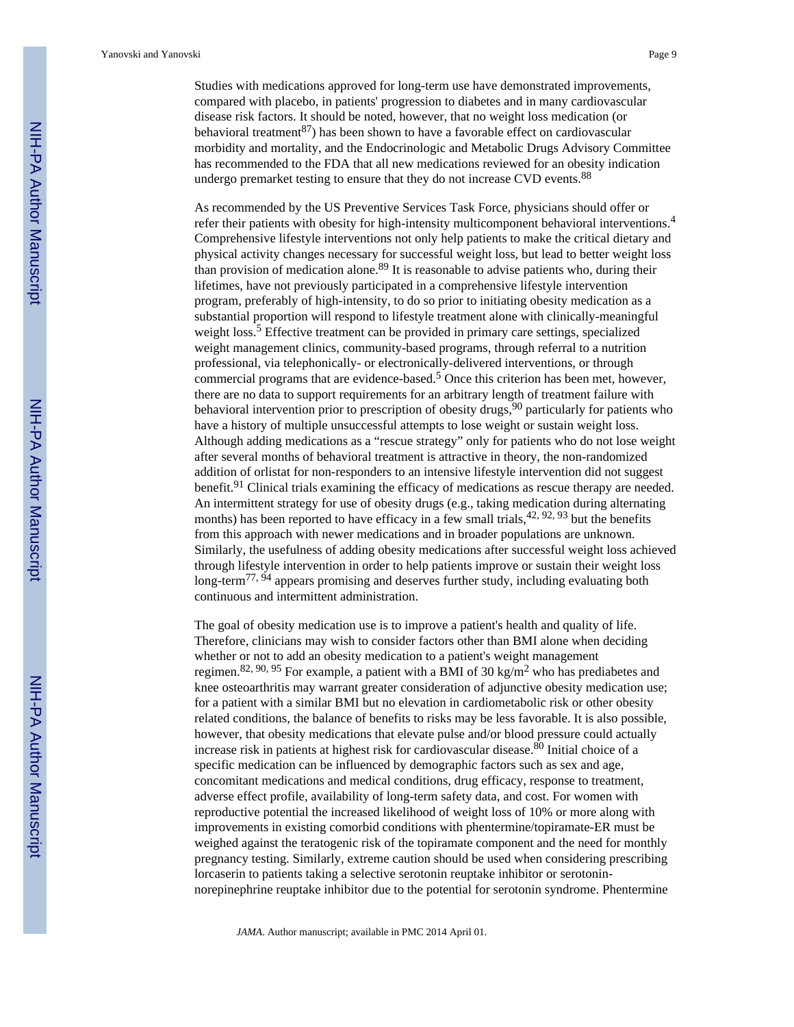Studies with medications approved for long-term use have demonstrated improvements, compared with placebo, in patients' progression to diabetes and in many cardiovascular disease risk factors. It should be noted, however, that no weight loss medication (or behavioral treatment[87]) has been shown to have a favorable effect on cardiovascular morbidity and mortality, and the Endocrinologic and Metabolic Drugs Advisory Committee has recommended to the FDA that all new medications reviewed for an obesity indication undergo premarket testing to ensure that they do not increase CVD events.[88]

As recommended by the US Preventive Services Task Force, physicians should offer or refer their patients with obesity for high-intensity multicomponent behavioral interventions.[4] Comprehensive lifestyle interventions not only help patients to make the critical dietary and physical activity changes necessary for successful weight loss, but lead to better weight loss than provision of medication alone.[89] It is reasonable to advise patients who, during their lifetimes, have not previously participated in a comprehensive lifestyle intervention program, preferably of high-intensity, to do so prior to initiating obesity medication as a substantial proportion will respond to lifestyle treatment alone with clinically-meaningful weight loss.[5] Effective treatment can be provided in primary care settings, specialized weight management clinics, community-based programs, through referral to a nutrition professional, via telephonically- or electronically-delivered interventions, or through commercial programs that are evidence-based.[5] Once this criterion has been met, however, there are no data to support requirements for an arbitrary length of treatment failure with behavioral intervention prior to prescription of obesity drugs,[90] particularly for patients who have a history of multiple unsuccessful attempts to lose weight or sustain weight loss. Although adding medications as a "rescue strategy" only for patients who do not lose weight after several months of behavioral treatment is attractive in theory, the non-randomized addition of orlistat for non-responders to an intensive lifestyle intervention did not suggest benefit.[91] Clinical trials examining the efficacy of medications as rescue therapy are needed. An intermittent strategy for use of obesity drugs (e.g., taking medication during alternating months) has been reported to have efficacy in a few small trials,[42, 92, 93] but the benefits from this approach with newer medications and in broader populations are unknown. Similarly, the usefulness of adding obesity medications after successful weight loss achieved through lifestyle intervention in order to help patients improve or sustain their weight loss long-term[77, 94] appears promising and deserves further study, including evaluating both continuous and intermittent administration.

The goal of obesity medication use is to improve a patient's health and quality of life. Therefore, clinicians may wish to consider factors other than BMI alone when deciding whether or not to add an obesity medication to a patient's weight management regimen.[82, 90, 95] For example, a patient with a BMI of 30 kg/$m^2$ who has prediabetes and knee osteoarthritis may warrant greater consideration of adjunctive obesity medication use; for a patient with a similar BMI but no elevation in cardiometabolic risk or other obesity related conditions, the balance of benefits to risks may be less favorable. It is also possible, however, that obesity medications that elevate pulse and/or blood pressure could actually increase risk in patients at highest risk for cardiovascular disease.[80] Initial choice of a specific medication can be influenced by demographic factors such as sex and age, concomitant medications and medical conditions, drug efficacy, response to treatment, adverse effect profile, availability of long-term safety data, and cost. For women with reproductive potential the increased likelihood of weight loss of 10% or more along with improvements in existing comorbid conditions with phentermine/topiramate-ER must be weighed against the teratogenic risk of the topiramate component and the need for monthly pregnancy testing. Similarly, extreme caution should be used when considering prescribing lorcaserin to patients taking a selective serotonin reuptake inhibitor or serotonin-norepinephrine reuptake inhibitor due to the potential for serotonin syndrome. Phentermine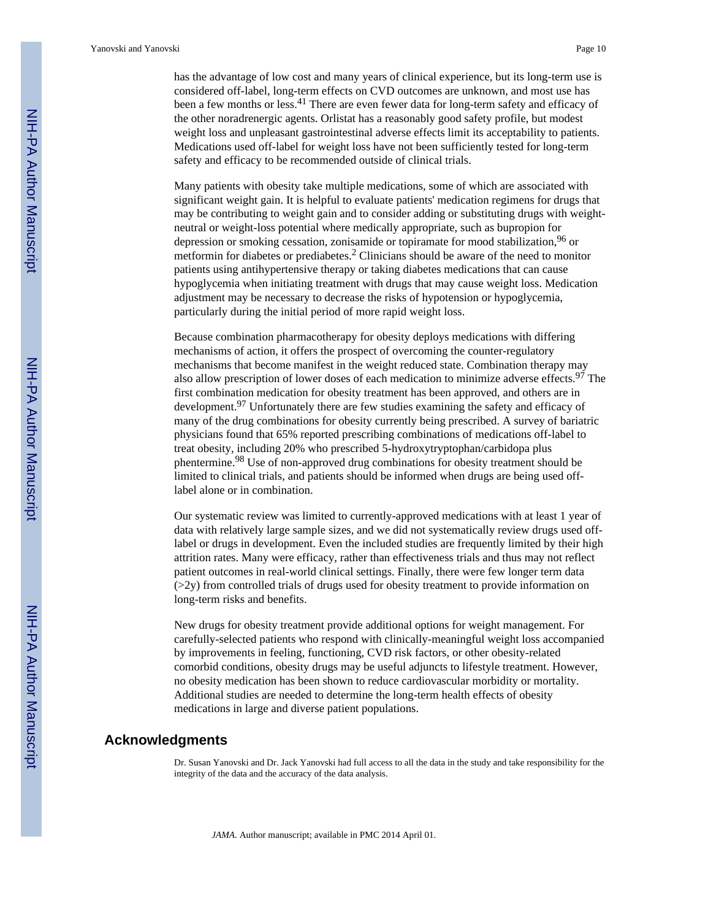has the advantage of low cost and many years of clinical experience, but its long-term use is considered off-label, long-term effects on CVD outcomes are unknown, and most use has been a few months or less.[41] There are even fewer data for long-term safety and efficacy of the other noradrenergic agents. Orlistat has a reasonably good safety profile, but modest weight loss and unpleasant gastrointestinal adverse effects limit its acceptability to patients. Medications used off-label for weight loss have not been sufficiently tested for long-term safety and efficacy to be recommended outside of clinical trials.

Many patients with obesity take multiple medications, some of which are associated with significant weight gain. It is helpful to evaluate patients' medication regimens for drugs that may be contributing to weight gain and to consider adding or substituting drugs with weight-neutral or weight-loss potential where medically appropriate, such as bupropion for depression or smoking cessation, zonisamide or topiramate for mood stabilization,[96] or metformin for diabetes or prediabetes.[2] Clinicians should be aware of the need to monitor patients using antihypertensive therapy or taking diabetes medications that can cause hypoglycemia when initiating treatment with drugs that may cause weight loss. Medication adjustment may be necessary to decrease the risks of hypotension or hypoglycemia, particularly during the initial period of more rapid weight loss.

Because combination pharmacotherapy for obesity deploys medications with differing mechanisms of action, it offers the prospect of overcoming the counter-regulatory mechanisms that become manifest in the weight reduced state. Combination therapy may also allow prescription of lower doses of each medication to minimize adverse effects.[97] The first combination medication for obesity treatment has been approved, and others are in development.[97] Unfortunately there are few studies examining the safety and efficacy of many of the drug combinations for obesity currently being prescribed. A survey of bariatric physicians found that 65% reported prescribing combinations of medications off-label to treat obesity, including 20% who prescribed 5-hydroxytryptophan/carbidopa plus phentermine.[98] Use of non-approved drug combinations for obesity treatment should be limited to clinical trials, and patients should be informed when drugs are being used off-label alone or in combination.

Our systematic review was limited to currently-approved medications with at least 1 year of data with relatively large sample sizes, and we did not systematically review drugs used off-label or drugs in development. Even the included studies are frequently limited by their high attrition rates. Many were efficacy, rather than effectiveness trials and thus may not reflect patient outcomes in real-world clinical settings. Finally, there were few longer term data (>2y) from controlled trials of drugs used for obesity treatment to provide information on long-term risks and benefits.

New drugs for obesity treatment provide additional options for weight management. For carefully-selected patients who respond with clinically-meaningful weight loss accompanied by improvements in feeling, functioning, CVD risk factors, or other obesity-related comorbid conditions, obesity drugs may be useful adjuncts to lifestyle treatment. However, no obesity medication has been shown to reduce cardiovascular morbidity or mortality. Additional studies are needed to determine the long-term health effects of obesity medications in large and diverse patient populations.

## Acknowledgments

Dr. Susan Yanovski and Dr. Jack Yanovski had full access to all the data in the study and take responsibility for the integrity of the data and the accuracy of the data analysis.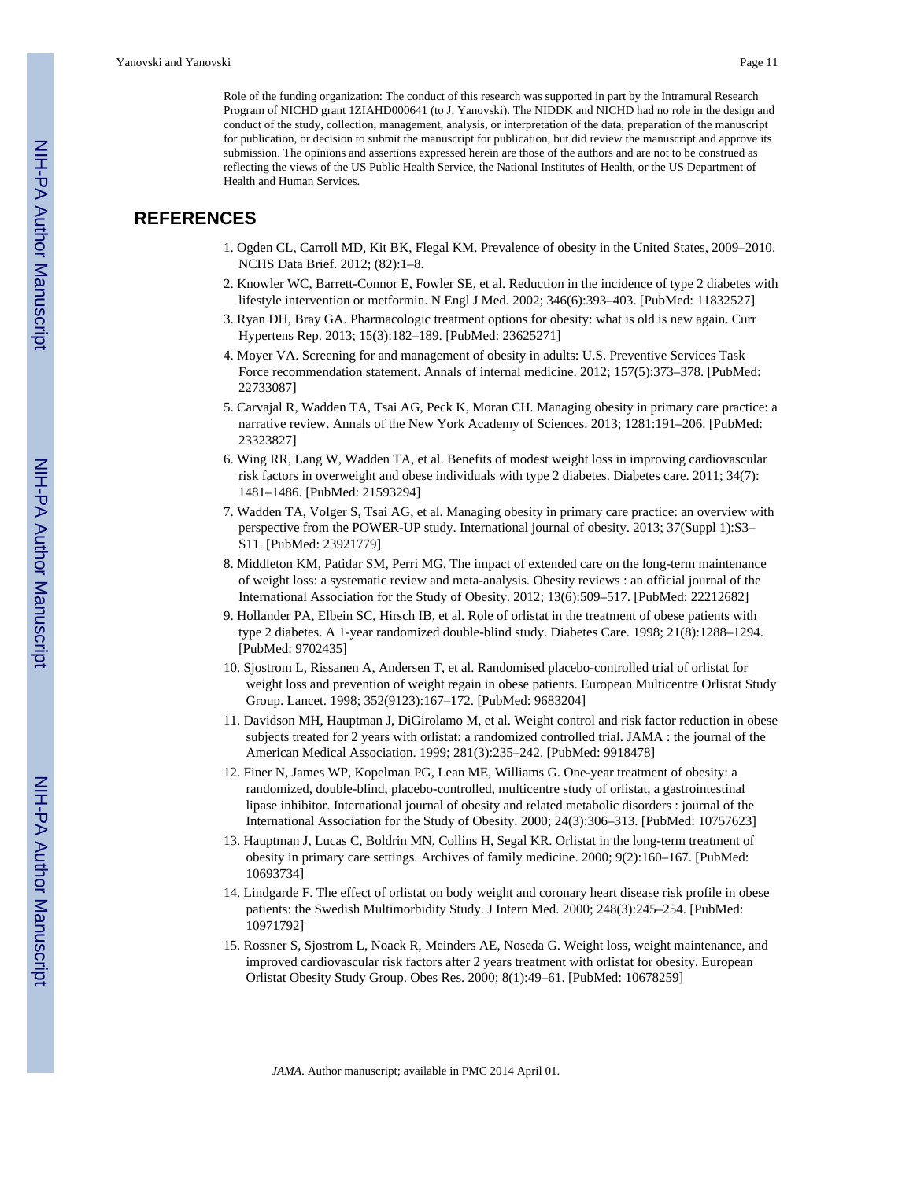Role of the funding organization: The conduct of this research was supported in part by the Intramural Research Program of NICHD grant 1ZIAHD000641 (to J. Yanovski). The NIDDK and NICHD had no role in the design and conduct of the study, collection, management, analysis, or interpretation of the data, preparation of the manuscript for publication, or decision to submit the manuscript for publication, but did review the manuscript and approve its submission. The opinions and assertions expressed herein are those of the authors and are not to be construed as reflecting the views of the US Public Health Service, the National Institutes of Health, or the US Department of Health and Human Services.

## REFERENCES

1. Ogden CL, Carroll MD, Kit BK, Flegal KM. Prevalence of obesity in the United States, 2009–2010. NCHS Data Brief. 2012; (82):1–8.
2. Knowler WC, Barrett-Connor E, Fowler SE, et al. Reduction in the incidence of type 2 diabetes with lifestyle intervention or metformin. N Engl J Med. 2002; 346(6):393–403. [PubMed: 11832527]
3. Ryan DH, Bray GA. Pharmacologic treatment options for obesity: what is old is new again. Curr Hypertens Rep. 2013; 15(3):182–189. [PubMed: 23625271]
4. Moyer VA. Screening for and management of obesity in adults: U.S. Preventive Services Task Force recommendation statement. Annals of internal medicine. 2012; 157(5):373–378. [PubMed: 22733087]
5. Carvajal R, Wadden TA, Tsai AG, Peck K, Moran CH. Managing obesity in primary care practice: a narrative review. Annals of the New York Academy of Sciences. 2013; 1281:191–206. [PubMed: 23323827]
6. Wing RR, Lang W, Wadden TA, et al. Benefits of modest weight loss in improving cardiovascular risk factors in overweight and obese individuals with type 2 diabetes. Diabetes care. 2011; 34(7): 1481–1486. [PubMed: 21593294]
7. Wadden TA, Volger S, Tsai AG, et al. Managing obesity in primary care practice: an overview with perspective from the POWER-UP study. International journal of obesity. 2013; 37(Suppl 1):S3–S11. [PubMed: 23921779]
8. Middleton KM, Patidar SM, Perri MG. The impact of extended care on the long-term maintenance of weight loss: a systematic review and meta-analysis. Obesity reviews : an official journal of the International Association for the Study of Obesity. 2012; 13(6):509–517. [PubMed: 22212682]
9. Hollander PA, Elbein SC, Hirsch IB, et al. Role of orlistat in the treatment of obese patients with type 2 diabetes. A 1-year randomized double-blind study. Diabetes Care. 1998; 21(8):1288–1294. [PubMed: 9702435]
10. Sjostrom L, Rissanen A, Andersen T, et al. Randomised placebo-controlled trial of orlistat for weight loss and prevention of weight regain in obese patients. European Multicentre Orlistat Study Group. Lancet. 1998; 352(9123):167–172. [PubMed: 9683204]
11. Davidson MH, Hauptman J, DiGirolamo M, et al. Weight control and risk factor reduction in obese subjects treated for 2 years with orlistat: a randomized controlled trial. JAMA : the journal of the American Medical Association. 1999; 281(3):235–242. [PubMed: 9918478]
12. Finer N, James WP, Kopelman PG, Lean ME, Williams G. One-year treatment of obesity: a randomized, double-blind, placebo-controlled, multicentre study of orlistat, a gastrointestinal lipase inhibitor. International journal of obesity and related metabolic disorders : journal of the International Association for the Study of Obesity. 2000; 24(3):306–313. [PubMed: 10757623]
13. Hauptman J, Lucas C, Boldrin MN, Collins H, Segal KR. Orlistat in the long-term treatment of obesity in primary care settings. Archives of family medicine. 2000; 9(2):160–167. [PubMed: 10693734]
14. Lindgarde F. The effect of orlistat on body weight and coronary heart disease risk profile in obese patients: the Swedish Multimorbidity Study. J Intern Med. 2000; 248(3):245–254. [PubMed: 10971792]
15. Rossner S, Sjostrom L, Noack R, Meinders AE, Noseda G. Weight loss, weight maintenance, and improved cardiovascular risk factors after 2 years treatment with orlistat for obesity. European Orlistat Obesity Study Group. Obes Res. 2000; 8(1):49–61. [PubMed: 10678259]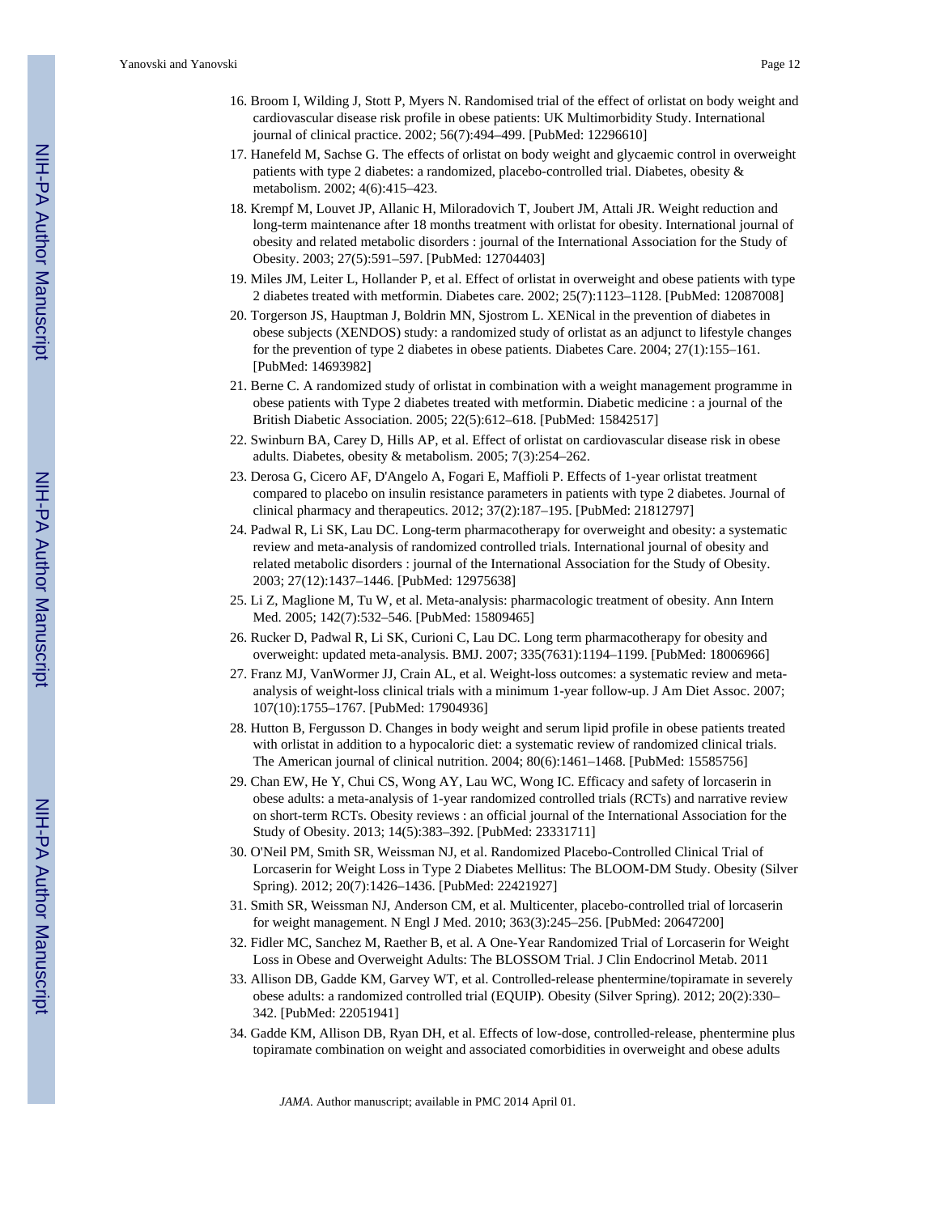16. Broom I, Wilding J, Stott P, Myers N. Randomised trial of the effect of orlistat on body weight and cardiovascular disease risk profile in obese patients: UK Multimorbidity Study. International journal of clinical practice. 2002; 56(7):494–499. [PubMed: 12296610]
17. Hanefeld M, Sachse G. The effects of orlistat on body weight and glycaemic control in overweight patients with type 2 diabetes: a randomized, placebo-controlled trial. Diabetes, obesity & metabolism. 2002; 4(6):415–423.
18. Krempf M, Louvet JP, Allanic H, Miloradovich T, Joubert JM, Attali JR. Weight reduction and long-term maintenance after 18 months treatment with orlistat for obesity. International journal of obesity and related metabolic disorders : journal of the International Association for the Study of Obesity. 2003; 27(5):591–597. [PubMed: 12704403]
19. Miles JM, Leiter L, Hollander P, et al. Effect of orlistat in overweight and obese patients with type 2 diabetes treated with metformin. Diabetes care. 2002; 25(7):1123–1128. [PubMed: 12087008]
20. Torgerson JS, Hauptman J, Boldrin MN, Sjostrom L. XENical in the prevention of diabetes in obese subjects (XENDOS) study: a randomized study of orlistat as an adjunct to lifestyle changes for the prevention of type 2 diabetes in obese patients. Diabetes Care. 2004; 27(1):155–161. [PubMed: 14693982]
21. Berne C. A randomized study of orlistat in combination with a weight management programme in obese patients with Type 2 diabetes treated with metformin. Diabetic medicine : a journal of the British Diabetic Association. 2005; 22(5):612–618. [PubMed: 15842517]
22. Swinburn BA, Carey D, Hills AP, et al. Effect of orlistat on cardiovascular disease risk in obese adults. Diabetes, obesity & metabolism. 2005; 7(3):254–262.
23. Derosa G, Cicero AF, D'Angelo A, Fogari E, Maffioli P. Effects of 1-year orlistat treatment compared to placebo on insulin resistance parameters in patients with type 2 diabetes. Journal of clinical pharmacy and therapeutics. 2012; 37(2):187–195. [PubMed: 21812797]
24. Padwal R, Li SK, Lau DC. Long-term pharmacotherapy for overweight and obesity: a systematic review and meta-analysis of randomized controlled trials. International journal of obesity and related metabolic disorders : journal of the International Association for the Study of Obesity. 2003; 27(12):1437–1446. [PubMed: 12975638]
25. Li Z, Maglione M, Tu W, et al. Meta-analysis: pharmacologic treatment of obesity. Ann Intern Med. 2005; 142(7):532–546. [PubMed: 15809465]
26. Rucker D, Padwal R, Li SK, Curioni C, Lau DC. Long term pharmacotherapy for obesity and overweight: updated meta-analysis. BMJ. 2007; 335(7631):1194–1199. [PubMed: 18006966]
27. Franz MJ, VanWormer JJ, Crain AL, et al. Weight-loss outcomes: a systematic review and meta-analysis of weight-loss clinical trials with a minimum 1-year follow-up. J Am Diet Assoc. 2007; 107(10):1755–1767. [PubMed: 17904936]
28. Hutton B, Fergusson D. Changes in body weight and serum lipid profile in obese patients treated with orlistat in addition to a hypocaloric diet: a systematic review of randomized clinical trials. The American journal of clinical nutrition. 2004; 80(6):1461–1468. [PubMed: 15585756]
29. Chan EW, He Y, Chui CS, Wong AY, Lau WC, Wong IC. Efficacy and safety of lorcaserin in obese adults: a meta-analysis of 1-year randomized controlled trials (RCTs) and narrative review on short-term RCTs. Obesity reviews : an official journal of the International Association for the Study of Obesity. 2013; 14(5):383–392. [PubMed: 23331711]
30. O'Neil PM, Smith SR, Weissman NJ, et al. Randomized Placebo-Controlled Clinical Trial of Lorcaserin for Weight Loss in Type 2 Diabetes Mellitus: The BLOOM-DM Study. Obesity (Silver Spring). 2012; 20(7):1426–1436. [PubMed: 22421927]
31. Smith SR, Weissman NJ, Anderson CM, et al. Multicenter, placebo-controlled trial of lorcaserin for weight management. N Engl J Med. 2010; 363(3):245–256. [PubMed: 20647200]
32. Fidler MC, Sanchez M, Raether B, et al. A One-Year Randomized Trial of Lorcaserin for Weight Loss in Obese and Overweight Adults: The BLOSSOM Trial. J Clin Endocrinol Metab. 2011
33. Allison DB, Gadde KM, Garvey WT, et al. Controlled-release phentermine/topiramate in severely obese adults: a randomized controlled trial (EQUIP). Obesity (Silver Spring). 2012; 20(2):330–342. [PubMed: 22051941]
34. Gadde KM, Allison DB, Ryan DH, et al. Effects of low-dose, controlled-release, phentermine plus topiramate combination on weight and associated comorbidities in overweight and obese adults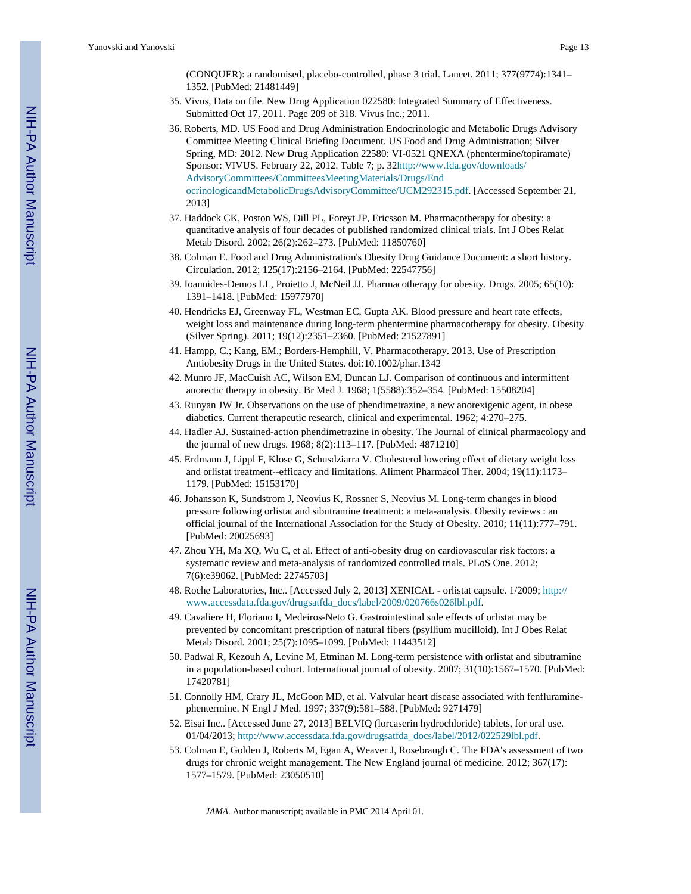(CONQUER): a randomised, placebo-controlled, phase 3 trial. Lancet. 2011; 377(9774):1341–1352. [PubMed: 21481449]

35. Vivus, Data on file. New Drug Application 022580: Integrated Summary of Effectiveness. Submitted Oct 17, 2011. Page 209 of 318. Vivus Inc.; 2011.
36. Roberts, MD. US Food and Drug Administration Endocrinologic and Metabolic Drugs Advisory Committee Meeting Clinical Briefing Document. US Food and Drug Administration; Silver Spring, MD: 2012. New Drug Application 22580: VI-0521 QNEXA (phentermine/topiramate) Sponsor: VIVUS. February 22, 2012. Table 7; p. 32http://www.fda.gov/downloads/AdvisoryCommittees/CommitteesMeetingMaterials/Drugs/EndocrinologicandMetabolicDrugsAdvisoryCommittee/UCM292315.pdf. [Accessed September 21, 2013]
37. Haddock CK, Poston WS, Dill PL, Foreyt JP, Ericsson M. Pharmacotherapy for obesity: a quantitative analysis of four decades of published randomized clinical trials. Int J Obes Relat Metab Disord. 2002; 26(2):262–273. [PubMed: 11850760]
38. Colman E. Food and Drug Administration's Obesity Drug Guidance Document: a short history. Circulation. 2012; 125(17):2156–2164. [PubMed: 22547756]
39. Ioannides-Demos LL, Proietto J, McNeil JJ. Pharmacotherapy for obesity. Drugs. 2005; 65(10):1391–1418. [PubMed: 15977970]
40. Hendricks EJ, Greenway FL, Westman EC, Gupta AK. Blood pressure and heart rate effects, weight loss and maintenance during long-term phentermine pharmacotherapy for obesity. Obesity (Silver Spring). 2011; 19(12):2351–2360. [PubMed: 21527891]
41. Hampp, C.; Kang, EM.; Borders-Hemphill, V. Pharmacotherapy. 2013. Use of Prescription Antiobesity Drugs in the United States. doi:10.1002/phar.1342
42. Munro JF, MacCuish AC, Wilson EM, Duncan LJ. Comparison of continuous and intermittent anorectic therapy in obesity. Br Med J. 1968; 1(5588):352–354. [PubMed: 15508204]
43. Runyan JW Jr. Observations on the use of phendimetrazine, a new anorexigenic agent, in obese diabetics. Current therapeutic research, clinical and experimental. 1962; 4:270–275.
44. Hadler AJ. Sustained-action phendimetrazine in obesity. The Journal of clinical pharmacology and the journal of new drugs. 1968; 8(2):113–117. [PubMed: 4871210]
45. Erdmann J, Lippl F, Klose G, Schusdziarra V. Cholesterol lowering effect of dietary weight loss and orlistat treatment--efficacy and limitations. Aliment Pharmacol Ther. 2004; 19(11):1173–1179. [PubMed: 15153170]
46. Johansson K, Sundstrom J, Neovius K, Rossner S, Neovius M. Long-term changes in blood pressure following orlistat and sibutramine treatment: a meta-analysis. Obesity reviews : an official journal of the International Association for the Study of Obesity. 2010; 11(11):777–791. [PubMed: 20025693]
47. Zhou YH, Ma XQ, Wu C, et al. Effect of anti-obesity drug on cardiovascular risk factors: a systematic review and meta-analysis of randomized controlled trials. PLoS One. 2012; 7(6):e39062. [PubMed: 22745703]
48. Roche Laboratories, Inc.. [Accessed July 2, 2013] XENICAL - orlistat capsule. 1/2009; http://www.accessdata.fda.gov/drugsatfda_docs/label/2009/020766s026lbl.pdf.
49. Cavaliere H, Floriano I, Medeiros-Neto G. Gastrointestinal side effects of orlistat may be prevented by concomitant prescription of natural fibers (psyllium mucilloid). Int J Obes Relat Metab Disord. 2001; 25(7):1095–1099. [PubMed: 11443512]
50. Padwal R, Kezouh A, Levine M, Etminan M. Long-term persistence with orlistat and sibutramine in a population-based cohort. International journal of obesity. 2007; 31(10):1567–1570. [PubMed: 17420781]
51. Connolly HM, Crary JL, McGoon MD, et al. Valvular heart disease associated with fenfluramine-phentermine. N Engl J Med. 1997; 337(9):581–588. [PubMed: 9271479]
52. Eisai Inc.. [Accessed June 27, 2013] BELVIQ (lorcaserin hydrochloride) tablets, for oral use. 01/04/2013; http://www.accessdata.fda.gov/drugsatfda_docs/label/2012/022529lbl.pdf.
53. Colman E, Golden J, Roberts M, Egan A, Weaver J, Rosebraugh C. The FDA's assessment of two drugs for chronic weight management. The New England journal of medicine. 2012; 367(17):1577–1579. [PubMed: 23050510]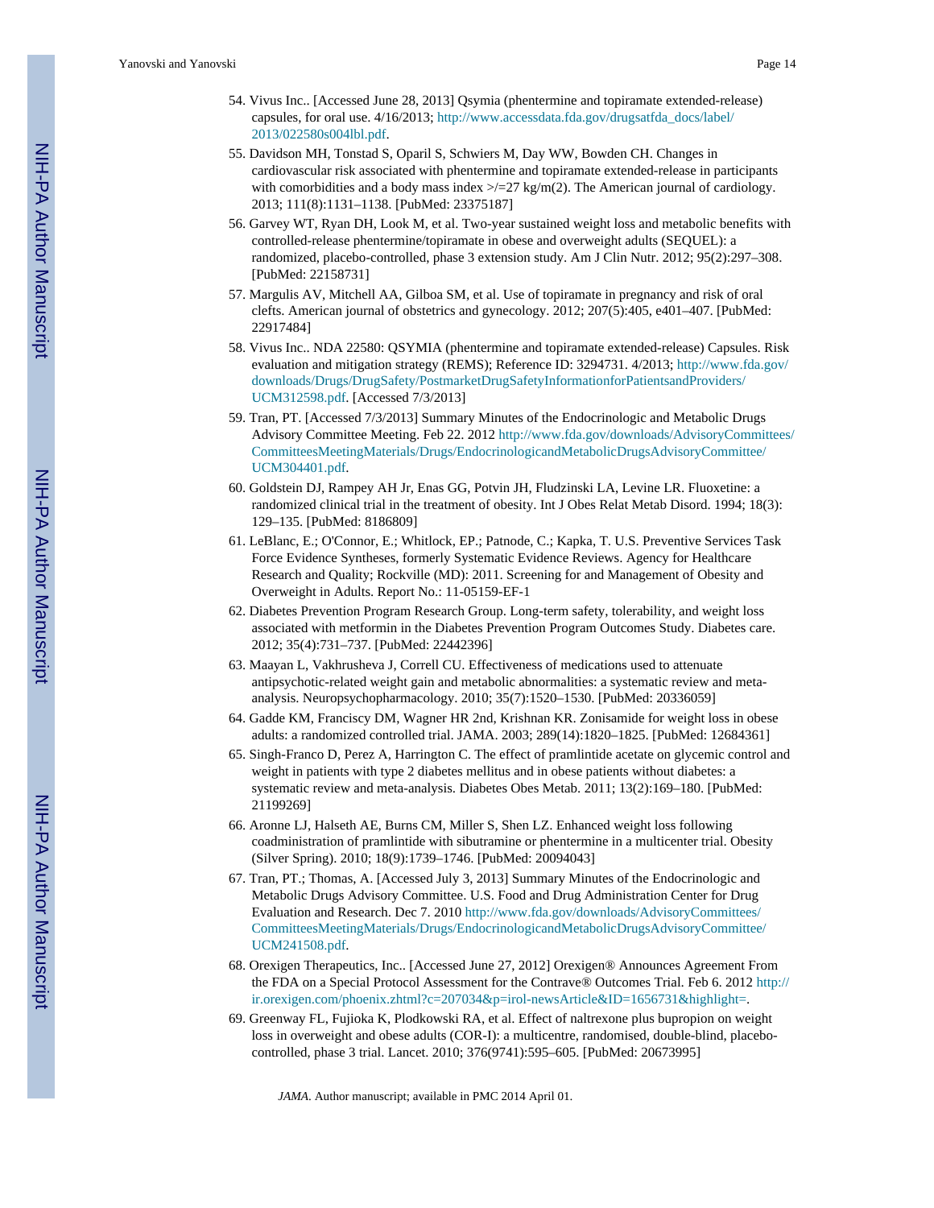54. Vivus Inc.. [Accessed June 28, 2013] Qsymia (phentermine and topiramate extended-release) capsules, for oral use. 4/16/2013; http://www.accessdata.fda.gov/drugsatfda_docs/label/2013/022580s004lbl.pdf.
55. Davidson MH, Tonstad S, Oparil S, Schwiers M, Day WW, Bowden CH. Changes in cardiovascular risk associated with phentermine and topiramate extended-release in participants with comorbidities and a body mass index >/=27 kg/m(2). The American journal of cardiology. 2013; 111(8):1131–1138. [PubMed: 23375187]
56. Garvey WT, Ryan DH, Look M, et al. Two-year sustained weight loss and metabolic benefits with controlled-release phentermine/topiramate in obese and overweight adults (SEQUEL): a randomized, placebo-controlled, phase 3 extension study. Am J Clin Nutr. 2012; 95(2):297–308. [PubMed: 22158731]
57. Margulis AV, Mitchell AA, Gilboa SM, et al. Use of topiramate in pregnancy and risk of oral clefts. American journal of obstetrics and gynecology. 2012; 207(5):405, e401–407. [PubMed: 22917484]
58. Vivus Inc.. NDA 22580: QSYMIA (phentermine and topiramate extended-release) Capsules. Risk evaluation and mitigation strategy (REMS); Reference ID: 3294731. 4/2013; http://www.fda.gov/downloads/Drugs/DrugSafety/PostmarketDrugSafetyInformationforPatientsandProviders/UCM312598.pdf. [Accessed 7/3/2013]
59. Tran, PT. [Accessed 7/3/2013] Summary Minutes of the Endocrinologic and Metabolic Drugs Advisory Committee Meeting. Feb 22. 2012 http://www.fda.gov/downloads/AdvisoryCommittees/CommitteesMeetingMaterials/Drugs/EndocrinologicandMetabolicDrugsAdvisoryCommittee/UCM304401.pdf.
60. Goldstein DJ, Rampey AH Jr, Enas GG, Potvin JH, Fludzinski LA, Levine LR. Fluoxetine: a randomized clinical trial in the treatment of obesity. Int J Obes Relat Metab Disord. 1994; 18(3):129–135. [PubMed: 8186809]
61. LeBlanc, E.; O'Connor, E.; Whitlock, EP.; Patnode, C.; Kapka, T. U.S. Preventive Services Task Force Evidence Syntheses, formerly Systematic Evidence Reviews. Agency for Healthcare Research and Quality; Rockville (MD): 2011. Screening for and Management of Obesity and Overweight in Adults. Report No.: 11-05159-EF-1
62. Diabetes Prevention Program Research Group. Long-term safety, tolerability, and weight loss associated with metformin in the Diabetes Prevention Program Outcomes Study. Diabetes care. 2012; 35(4):731–737. [PubMed: 22442396]
63. Maayan L, Vakhrusheva J, Correll CU. Effectiveness of medications used to attenuate antipsychotic-related weight gain and metabolic abnormalities: a systematic review and meta-analysis. Neuropsychopharmacology. 2010; 35(7):1520–1530. [PubMed: 20336059]
64. Gadde KM, Franciscy DM, Wagner HR 2nd, Krishnan KR. Zonisamide for weight loss in obese adults: a randomized controlled trial. JAMA. 2003; 289(14):1820–1825. [PubMed: 12684361]
65. Singh-Franco D, Perez A, Harrington C. The effect of pramlintide acetate on glycemic control and weight in patients with type 2 diabetes mellitus and in obese patients without diabetes: a systematic review and meta-analysis. Diabetes Obes Metab. 2011; 13(2):169–180. [PubMed: 21199269]
66. Aronne LJ, Halseth AE, Burns CM, Miller S, Shen LZ. Enhanced weight loss following coadministration of pramlintide with sibutramine or phentermine in a multicenter trial. Obesity (Silver Spring). 2010; 18(9):1739–1746. [PubMed: 20094043]
67. Tran, PT.; Thomas, A. [Accessed July 3, 2013] Summary Minutes of the Endocrinologic and Metabolic Drugs Advisory Committee. U.S. Food and Drug Administration Center for Drug Evaluation and Research. Dec 7. 2010 http://www.fda.gov/downloads/AdvisoryCommittees/CommitteesMeetingMaterials/Drugs/EndocrinologicandMetabolicDrugsAdvisoryCommittee/UCM241508.pdf.
68. Orexigen Therapeutics, Inc.. [Accessed June 27, 2012] Orexigen® Announces Agreement From the FDA on a Special Protocol Assessment for the Contrave® Outcomes Trial. Feb 6. 2012 http://ir.orexigen.com/phoenix.zhtml?c=207034&p=irol-newsArticle&ID=1656731&highlight=.
69. Greenway FL, Fujioka K, Plodkowski RA, et al. Effect of naltrexone plus bupropion on weight loss in overweight and obese adults (COR-I): a multicentre, randomised, double-blind, placebo-controlled, phase 3 trial. Lancet. 2010; 376(9741):595–605. [PubMed: 20673995]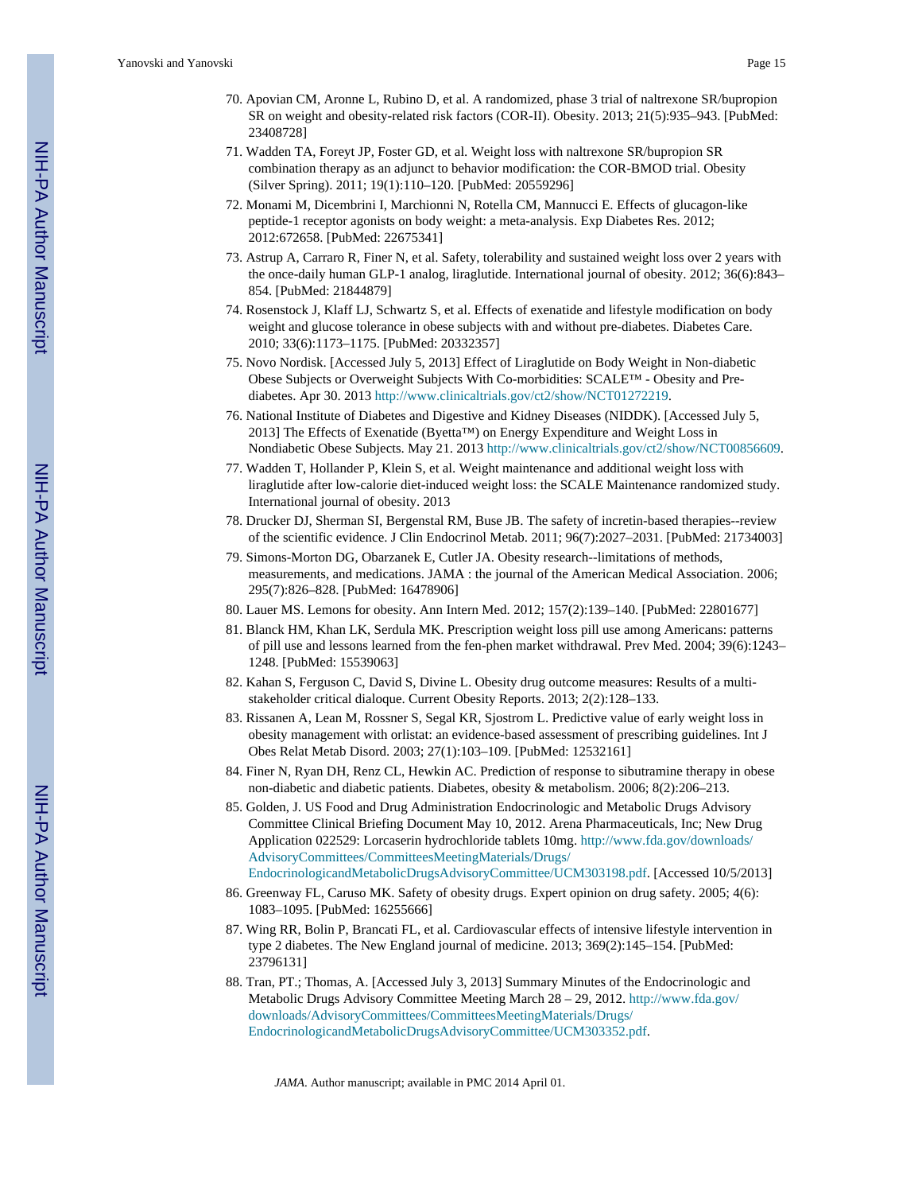70. Apovian CM, Aronne L, Rubino D, et al. A randomized, phase 3 trial of naltrexone SR/bupropion SR on weight and obesity-related risk factors (COR-II). Obesity. 2013; 21(5):935–943. [PubMed: 23408728]
71. Wadden TA, Foreyt JP, Foster GD, et al. Weight loss with naltrexone SR/bupropion SR combination therapy as an adjunct to behavior modification: the COR-BMOD trial. Obesity (Silver Spring). 2011; 19(1):110–120. [PubMed: 20559296]
72. Monami M, Dicembrini I, Marchionni N, Rotella CM, Mannucci E. Effects of glucagon-like peptide-1 receptor agonists on body weight: a meta-analysis. Exp Diabetes Res. 2012; 2012:672658. [PubMed: 22675341]
73. Astrup A, Carraro R, Finer N, et al. Safety, tolerability and sustained weight loss over 2 years with the once-daily human GLP-1 analog, liraglutide. International journal of obesity. 2012; 36(6):843–854. [PubMed: 21844879]
74. Rosenstock J, Klaff LJ, Schwartz S, et al. Effects of exenatide and lifestyle modification on body weight and glucose tolerance in obese subjects with and without pre-diabetes. Diabetes Care. 2010; 33(6):1173–1175. [PubMed: 20332357]
75. Novo Nordisk. [Accessed July 5, 2013] Effect of Liraglutide on Body Weight in Non-diabetic Obese Subjects or Overweight Subjects With Co-morbidities: SCALE™ - Obesity and Pre-diabetes. Apr 30. 2013 http://www.clinicaltrials.gov/ct2/show/NCT01272219.
76. National Institute of Diabetes and Digestive and Kidney Diseases (NIDDK). [Accessed July 5, 2013] The Effects of Exenatide (Byetta™) on Energy Expenditure and Weight Loss in Nondiabetic Obese Subjects. May 21. 2013 http://www.clinicaltrials.gov/ct2/show/NCT00856609.
77. Wadden T, Hollander P, Klein S, et al. Weight maintenance and additional weight loss with liraglutide after low-calorie diet-induced weight loss: the SCALE Maintenance randomized study. International journal of obesity. 2013
78. Drucker DJ, Sherman SI, Bergenstal RM, Buse JB. The safety of incretin-based therapies--review of the scientific evidence. J Clin Endocrinol Metab. 2011; 96(7):2027–2031. [PubMed: 21734003]
79. Simons-Morton DG, Obarzanek E, Cutler JA. Obesity research--limitations of methods, measurements, and medications. JAMA : the journal of the American Medical Association. 2006; 295(7):826–828. [PubMed: 16478906]
80. Lauer MS. Lemons for obesity. Ann Intern Med. 2012; 157(2):139–140. [PubMed: 22801677]
81. Blanck HM, Khan LK, Serdula MK. Prescription weight loss pill use among Americans: patterns of pill use and lessons learned from the fen-phen market withdrawal. Prev Med. 2004; 39(6):1243–1248. [PubMed: 15539063]
82. Kahan S, Ferguson C, David S, Divine L. Obesity drug outcome measures: Results of a multi-stakeholder critical dialoque. Current Obesity Reports. 2013; 2(2):128–133.
83. Rissanen A, Lean M, Rossner S, Segal KR, Sjostrom L. Predictive value of early weight loss in obesity management with orlistat: an evidence-based assessment of prescribing guidelines. Int J Obes Relat Metab Disord. 2003; 27(1):103–109. [PubMed: 12532161]
84. Finer N, Ryan DH, Renz CL, Hewkin AC. Prediction of response to sibutramine therapy in obese non-diabetic and diabetic patients. Diabetes, obesity & metabolism. 2006; 8(2):206–213.
85. Golden, J. US Food and Drug Administration Endocrinologic and Metabolic Drugs Advisory Committee Clinical Briefing Document May 10, 2012. Arena Pharmaceuticals, Inc; New Drug Application 022529: Lorcaserin hydrochloride tablets 10mg. http://www.fda.gov/downloads/AdvisoryCommittees/CommitteesMeetingMaterials/Drugs/EndocrinologicandMetabolicDrugsAdvisoryCommittee/UCM303198.pdf. [Accessed 10/5/2013]
86. Greenway FL, Caruso MK. Safety of obesity drugs. Expert opinion on drug safety. 2005; 4(6):1083–1095. [PubMed: 16255666]
87. Wing RR, Bolin P, Brancati FL, et al. Cardiovascular effects of intensive lifestyle intervention in type 2 diabetes. The New England journal of medicine. 2013; 369(2):145–154. [PubMed: 23796131]
88. Tran, PT.; Thomas, A. [Accessed July 3, 2013] Summary Minutes of the Endocrinologic and Metabolic Drugs Advisory Committee Meeting March 28 – 29, 2012. http://www.fda.gov/downloads/AdvisoryCommittees/CommitteesMeetingMaterials/Drugs/EndocrinologicandMetabolicDrugsAdvisoryCommittee/UCM303352.pdf.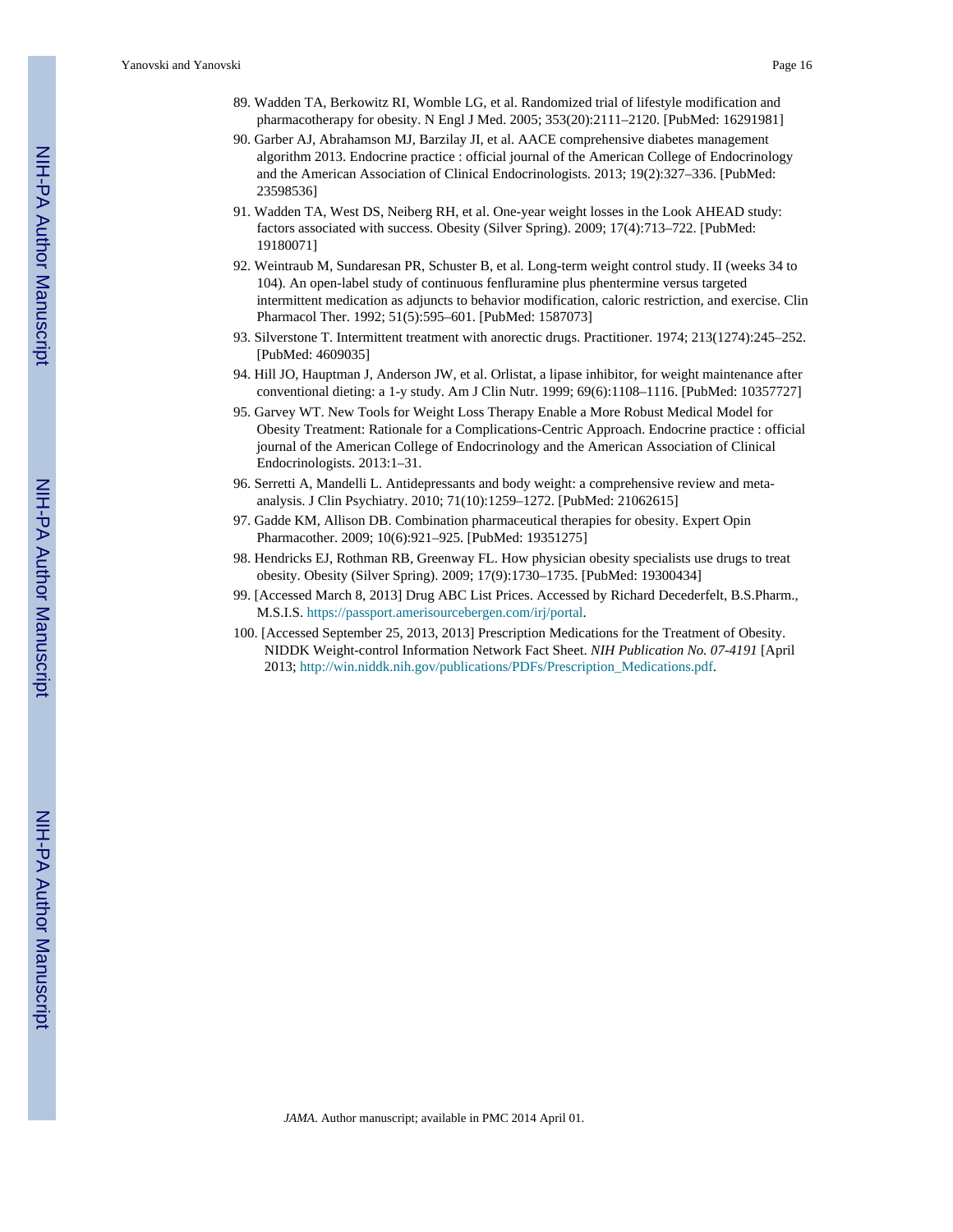89. Wadden TA, Berkowitz RI, Womble LG, et al. Randomized trial of lifestyle modification and pharmacotherapy for obesity. N Engl J Med. 2005; 353(20):2111–2120. [PubMed: 16291981]
90. Garber AJ, Abrahamson MJ, Barzilay JI, et al. AACE comprehensive diabetes management algorithm 2013. Endocrine practice : official journal of the American College of Endocrinology and the American Association of Clinical Endocrinologists. 2013; 19(2):327–336. [PubMed: 23598536]
91. Wadden TA, West DS, Neiberg RH, et al. One-year weight losses in the Look AHEAD study: factors associated with success. Obesity (Silver Spring). 2009; 17(4):713–722. [PubMed: 19180071]
92. Weintraub M, Sundaresan PR, Schuster B, et al. Long-term weight control study. II (weeks 34 to 104). An open-label study of continuous fenfluramine plus phentermine versus targeted intermittent medication as adjuncts to behavior modification, caloric restriction, and exercise. Clin Pharmacol Ther. 1992; 51(5):595–601. [PubMed: 1587073]
93. Silverstone T. Intermittent treatment with anorectic drugs. Practitioner. 1974; 213(1274):245–252. [PubMed: 4609035]
94. Hill JO, Hauptman J, Anderson JW, et al. Orlistat, a lipase inhibitor, for weight maintenance after conventional dieting: a 1-y study. Am J Clin Nutr. 1999; 69(6):1108–1116. [PubMed: 10357727]
95. Garvey WT. New Tools for Weight Loss Therapy Enable a More Robust Medical Model for Obesity Treatment: Rationale for a Complications-Centric Approach. Endocrine practice : official journal of the American College of Endocrinology and the American Association of Clinical Endocrinologists. 2013:1–31.
96. Serretti A, Mandelli L. Antidepressants and body weight: a comprehensive review and meta-analysis. J Clin Psychiatry. 2010; 71(10):1259–1272. [PubMed: 21062615]
97. Gadde KM, Allison DB. Combination pharmaceutical therapies for obesity. Expert Opin Pharmacother. 2009; 10(6):921–925. [PubMed: 19351275]
98. Hendricks EJ, Rothman RB, Greenway FL. How physician obesity specialists use drugs to treat obesity. Obesity (Silver Spring). 2009; 17(9):1730–1735. [PubMed: 19300434]
99. [Accessed March 8, 2013] Drug ABC List Prices. Accessed by Richard Decederfelt, B.S.Pharm., M.S.I.S. https://passport.amerisourcebergen.com/irj/portal.
100. [Accessed September 25, 2013, 2013] Prescription Medications for the Treatment of Obesity. NIDDK Weight-control Information Network Fact Sheet. *NIH Publication No. 07-4191* [April 2013; http://win.niddk.nih.gov/publications/PDFs/Prescription_Medications.pdf.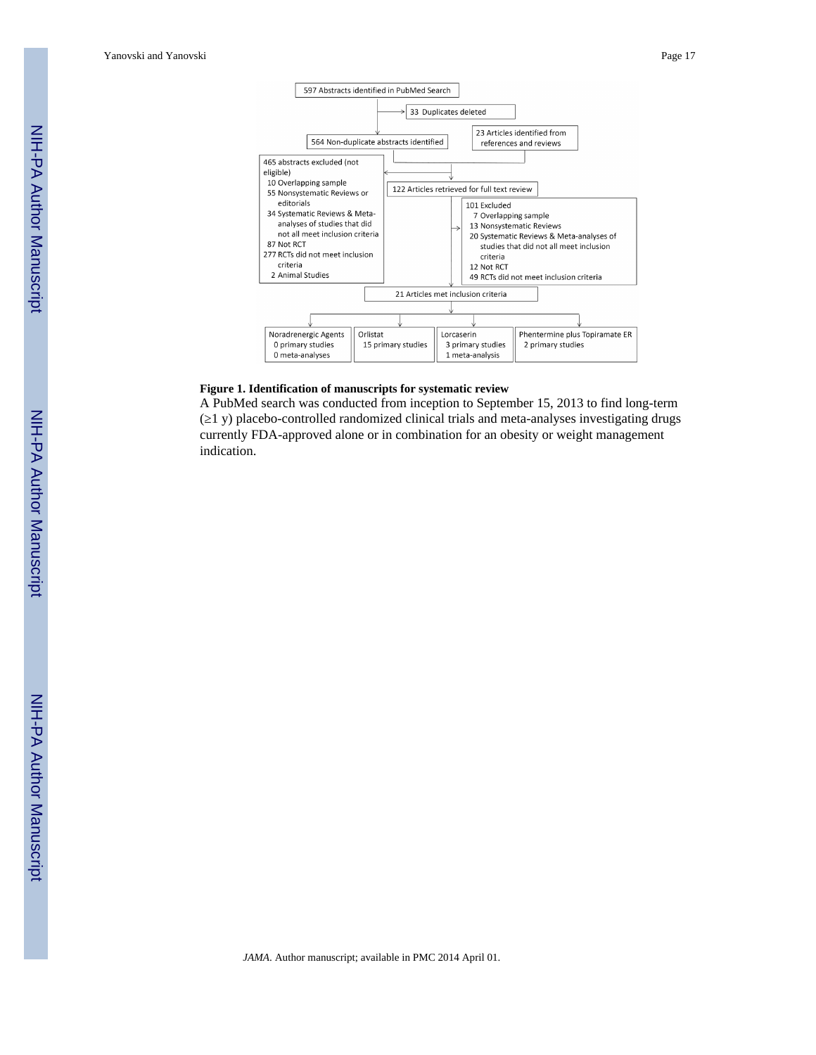597 Abstracts identified in PubMed Search

33 Duplicates deleted

564 Non-duplicate abstracts identified

23 Articles identified from references and reviews

465 abstracts excluded (not eligible)
10 Overlapping sample
55 Nonsystematic Reviews or editorials
34 Systematic Reviews & Meta-analyses of studies that did not all meet inclusion criteria
87 Not RCT
277 RCTs did not meet inclusion criteria
2 Animal Studies

122 Articles retrieved for full text review

101 Excluded
7 Overlapping sample
13 Nonsystematic Reviews
20 Systematic Reviews & Meta-analyses of studies that did not all meet inclusion criteria
12 Not RCT
49 RCTs did not meet inclusion criteria

21 Articles met inclusion criteria

Noradrenergic Agents
0 primary studies
0 meta-analyses

Orlistat
15 primary studies

Lorcaserin
3 primary studies
1 meta-analysis

Phentermine plus Topiramate ER
2 primary studies

**Figure 1. Identification of manuscripts for systematic review**

A PubMed search was conducted from inception to September 15, 2013 to find long-term (≥1 y) placebo-controlled randomized clinical trials and meta-analyses investigating drugs currently FDA-approved alone or in combination for an obesity or weight management indication.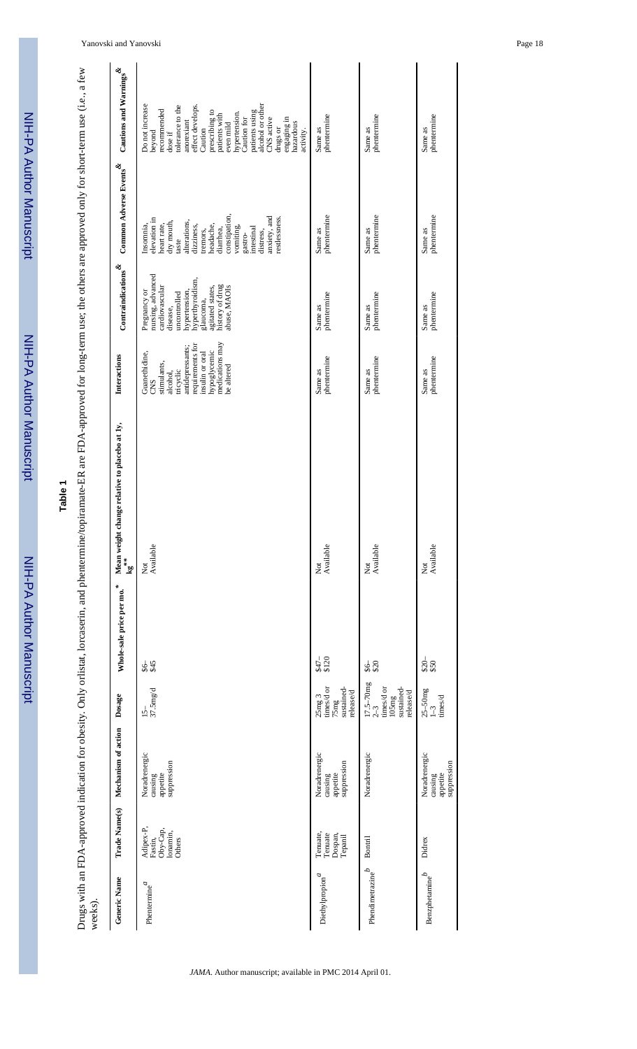## Table 1

Drugs with an FDA-approved indication for obesity. Only orlistat, lorcaserin, and phentermine/topiramate-ER are FDA-approved for long-term use; the others are approved only for short-term use (i.e., a few weeks).

| Generic Name | Trade Name(s) | Mechanism of action | Dosage | Whole-sale price per mo.* | Mean weight change relative to placebo at 1y, kg** | Interactions | Contraindications& | Common Adverse Events& | Cautions and Warnings& |
|---|---|---|---|---|---|---|---|---|---|
| Phentermine[a] | Adipex-P, Fastin, Oby-Cap, Ionamin, Others | Noradrenergic causing appetite suppression | 15–37.5mg/d | $6–$45 | Not Available | Guanethidine, CNS stimulants, alcohol, tricyclic antidepressants; requirements for insulin or oral hypoglycemic medications may be altered | Pregnancy or nursing, advanced cardiovascular disease, uncontrolled hypertension, hyperthyroidism, glaucoma, agitated states, history of drug abuse, MAOIs | Insomnia, elevation in heart rate, dry mouth, taste alterations, dizziness, tremors, headache, diarrhea, constipation, vomiting, gastro-intestinal distress, anxiety, and restlessness. | Do not increase beyond recommended dose if tolerance to the anorexiant effect develops. Caution prescribing to patients with even mild hypertension. Caution for patients using alcohol or other CNS active drugs or engaging in hazardous activity. |
| Diethylpropion[a] | Tenuate, Tenuate Dospan, Tepanil | Noradrenergic causing appetite suppression | 25mg 3 times/d or 75mg sustained-released/d | $47–$120 | Not Available | Same as phentermine | Same as phentermine | Same as phentermine | Same as phentermine |
| Phendimetrazine[b] | Bontril | Noradrenergic | 17.5–70mg 2–3 times/d or 105mg sustained-released/d | $6–$20 | Not Available | Same as phentermine | Same as phentermine | Same as phentermine | Same as phentermine |
| Benzphetamine[b] | Didrex | Noradrenergic causing appetite suppression | 25–50mg 1–3 times/d | $20–$50 | Not Available | Same as phentermine | Same as phentermine | Same as phentermine | Same as phentermine |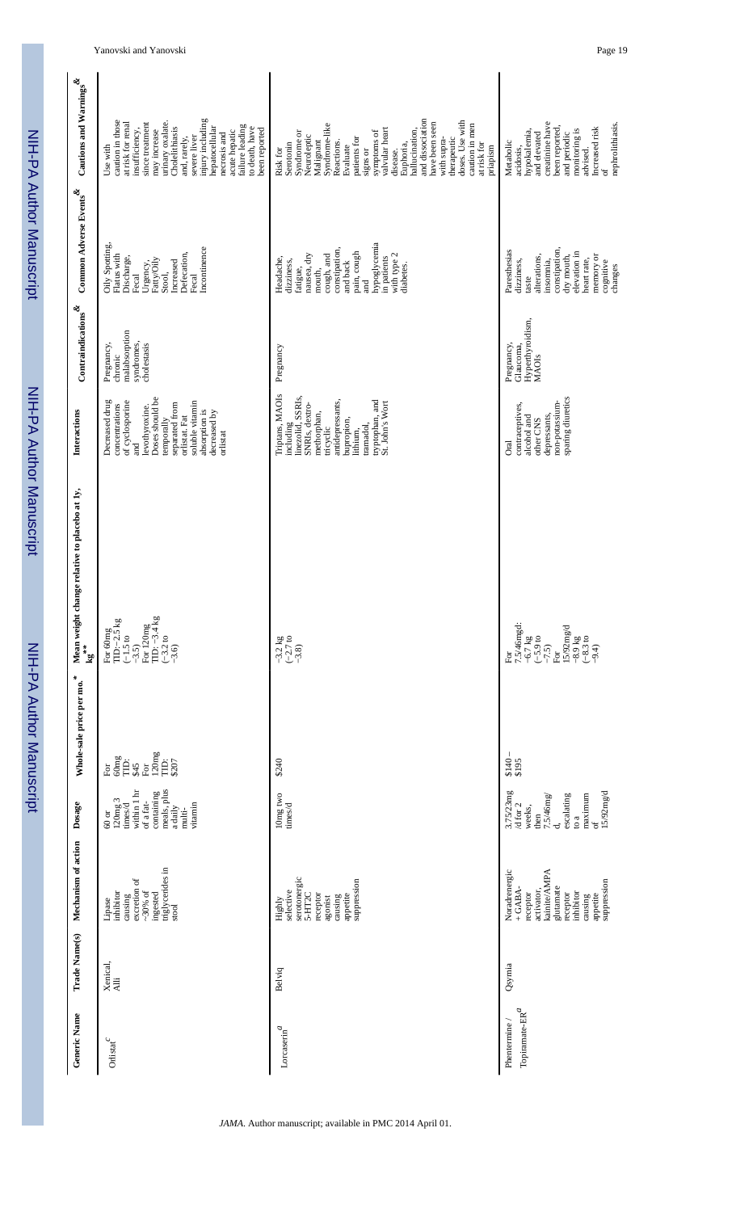| Generic Name | Trade Name(s) | Mechanism of action | Dosage | Whole-sale price per mo.* | Mean weight change relative to placebo at 1y, kg** | Interactions | Contraindications& | Common Adverse Events& | Cautions and Warnings& |
|---|---|---|---|---|---|---|---|---|---|
| Orlistat[c] | Xenical, Alli | Lipase inhibitor causing excretion of ~30% of ingested triglycerides in stool | 60 or 120mg 3 times/d within 1 hr of a fat-containing meals, plus a daily multi-vitamin | For 60mg TID: $45 For 120mg TID: $207 | For 60mg TID: −2.5 kg (−1.5 to −3.5) For 120mg TID: −3.4 kg (−3.2 to −3.6) | Decreased drug concentrations of cyclosporine and levothyroxine. Doses should be temporally separated from orlistat. Fat soluble vitamin absorption is decreased by orlistat | Pregnancy, chronic malabsorption syndromes, cholestasis | Oily Spotting, Flatus with Discharge, Fecal Urgency, Fatty/Oily Stool, Increased Defecation, Fecal Incontinence | Use with caution in those at risk for renal insufficiency, since treatment may increase urinary oxalate. Cholelithiasis and, rarely, severe liver injury including hepatocellular necrosis and acute hepatic failure leading to death, have been reported |
| Lorcaserin[a] | Belviq | Highly selective serotonergic 5-HT2C receptor agonist causing appetite suppression | 10mg two times/d | $240 | −3.2 kg (−2.7 to −3.8) | Triptans, MAOIs including linezolid, SSRIs, SNRIs, dextro-methorphan, tricyclic antidepressants, bupropion, lithium, tramadol, tryptophan, and St. John's Wort | Pregnancy | Headache, dizziness, fatigue, nausea, dry mouth, cough, and constipation, and back pain, cough and hypoglycemia in patients with type 2 diabetes. | Risk for Serotonin Syndrome or Neuroleptic Malignant Syndrome-like Reactions. Evaluate patients for signs or symptoms of valvular heart disease. Euphoria, hallucination, and dissociation have been seen with supra-therapeutic doses. Use with caution in men at risk for priapism |
| Phentermine / Topiramate-ER[a] | Qsymia | Noradrenergic + GABA-receptor activator, kainite/AMPA glutamate receptor inhibitor causing appetite suppression | 3.75/23mg /d for 2 weeks, then 7.5/46mg/d, escalating to a maximum of 15/92mg/d | $140 – $195 | For 7.5/46mg/d: −6.7 kg (−5.9 to −7.5) For 15/92mg/d −8.9 kg (−8.3 to −9.4) | Oral contraceptives, alcohol and other CNS depressants, non-potassium-sparing diuretics | Pregnancy, Glaucoma, Hyperthyroidism, MAOIs | Paresthesias dizziness, taste alterations, insomnia, constipation, dry mouth, elevation in heart rate, memory or cognitive changes | Metabolic acidosis, hypokalemia, and elevated creatinine have been reported, and periodic monitoring is advised. Increased risk of nephrolithiasis. |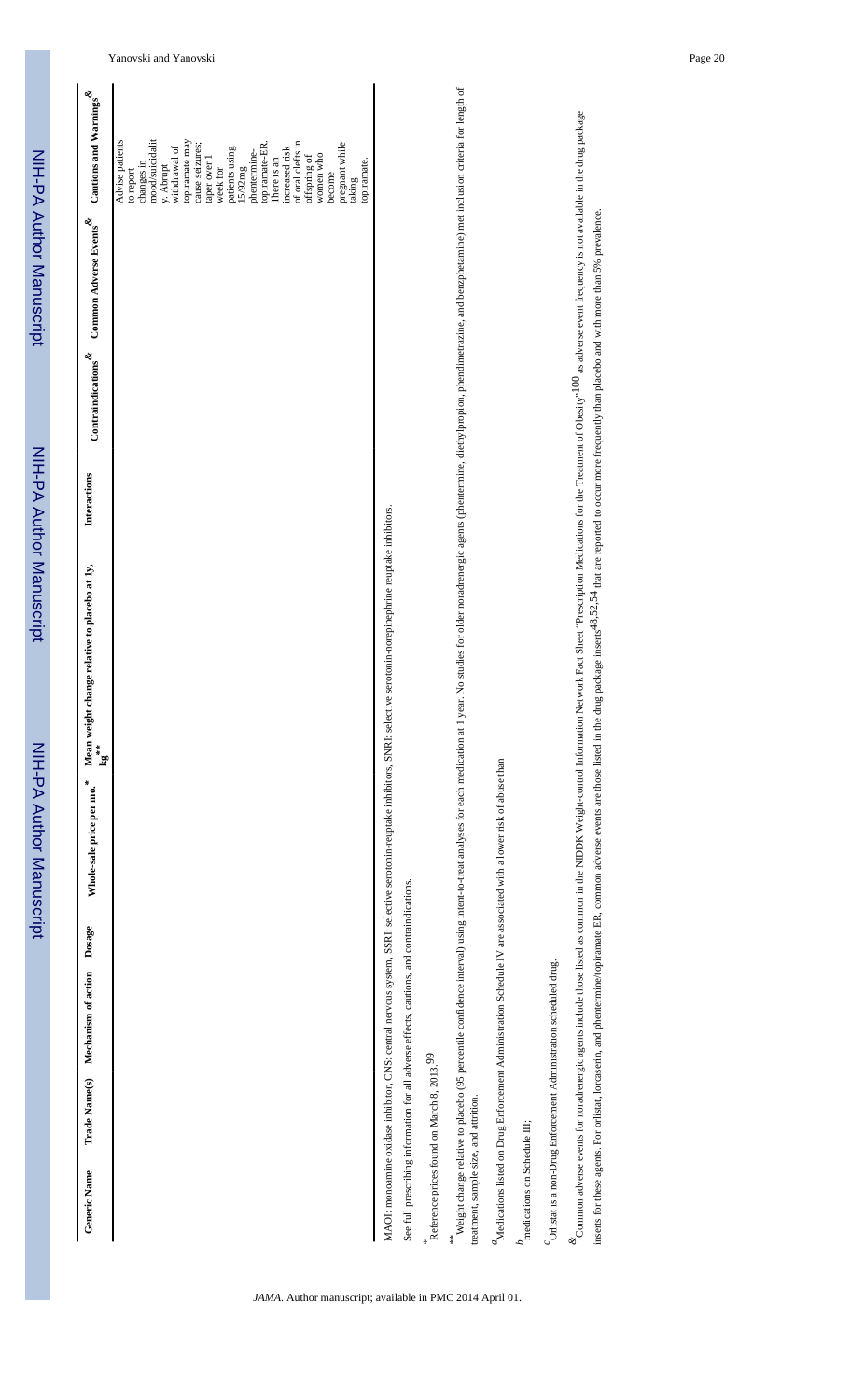| Generic Name | Trade Name(s) | Mechanism of action | Dosage | Whole-sale price per mo.* | Mean weight change relative to placebo at 1y, kg** | Interactions | Contraindications& | Common Adverse Events& | Cautions and Warnings& |
|---|---|---|---|---|---|---|---|---|---|
| | | | | | | | | | Advise patients to report changes in mood/suicidality. Abrupt withdrawal of topiramate may cause seizures; taper over 1 week for patients using 15/92mg phentermine-topiramate-ER. There is an increased risk of oral clefts in offspring of women who become pregnant while taking topiramate. |

MAOI: monoamine oxidase inhibitor, CNS: central nervous system, SSRI: selective serotonin-reuptake inhibitors, SNRI: selective serotonin-norepinephrine reuptake inhibitors.

See full prescribing information for all adverse effects, cautions, and contraindications.

*Reference prices found on March 8, 2013.[99]

**Weight change relative to placebo (95 percentile confidence interval) using intent-to-treat analyses for each medication at 1 year. No studies for older noradrenergic agents (phentermine, diethylpropion, phendimetrazine, and benzphetamine) met inclusion criteria for length of treatment, sample size, and attrition.

[a]Medications listed on Drug Enforcement Administration Schedule IV are associated with a lower risk of abuse than

[b]medications on Schedule III;

[c]Orlistat is a non-Drug Enforcement Administration scheduled drug.

&Common adverse events for noradrenergic agents include those listed as common in the NIDDK Weight-control Information Network Fact Sheet "Prescription Medications for the Treatment of Obesity"[100] as adverse event frequency is not available in the drug package inserts for these agents. For orlistat, lorcaserin, and phentermine/topiramate ER, common adverse events are those listed in the drug package inserts[48,52,54] that are reported to occur more frequently than placebo and with more than 5% prevalence.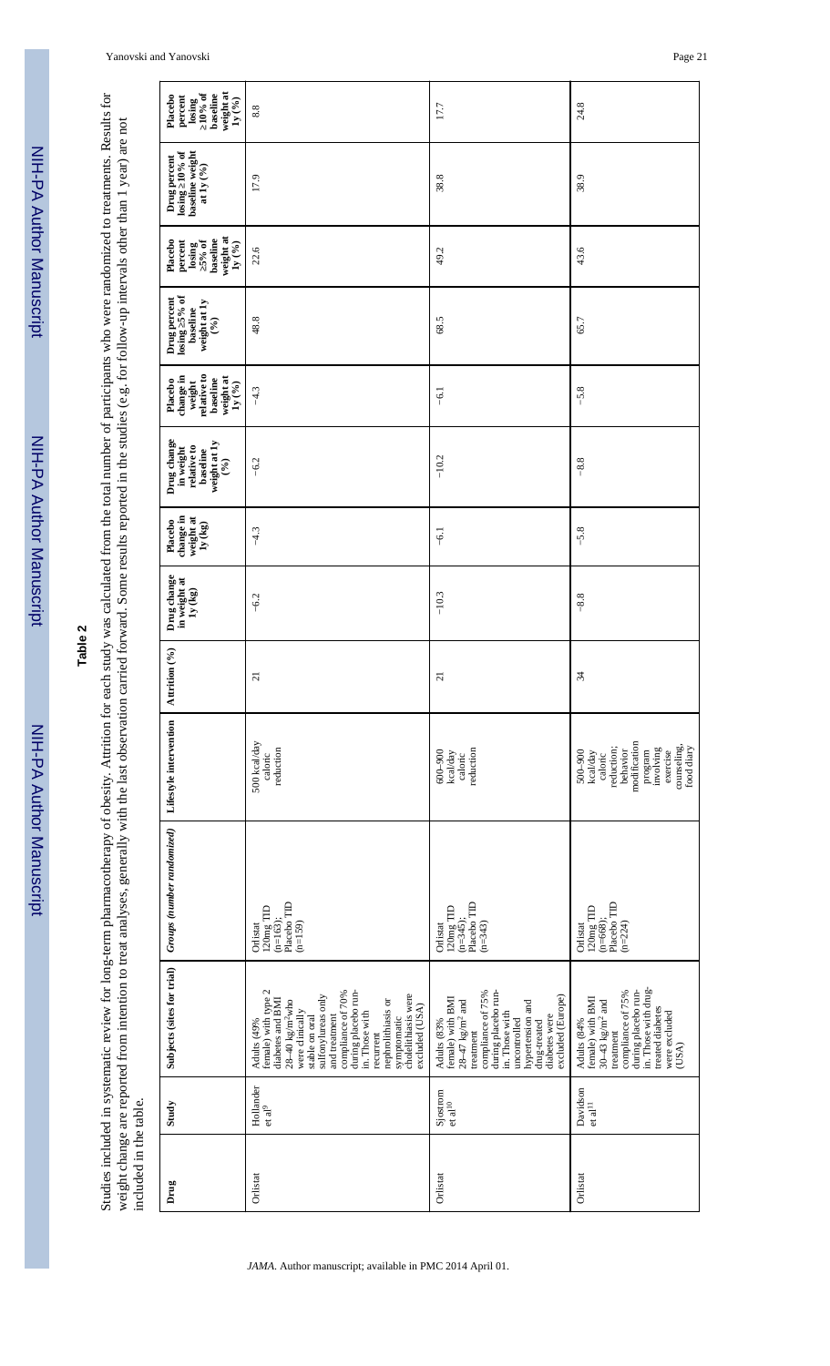# Table 2

Studies included in systematic review for long-term pharmacotherapy of obesity. Attrition for each study was calculated from the total number of participants who were randomized to treatments. Results for weight change are reported from intention to treat analyses, generally with the last observation carried forward. Some results reported in the studies (e.g. for follow-up intervals other than 1 year) are not included in the table.

| Drug | Study | Subjects (sites for trial) | *Groups (number randomized)* | Lifestyle intervention | Attrition (%) | Drug change in weight at 1y (kg) | Placebo change in weight at 1y (kg) | Drug change in weight relative to baseline weight at 1y (%) | Placebo change in weight relative to baseline weight at 1y (%) | Drug percent losing ≥5% of baseline weight at 1y (%) | Placebo percent losing ≥5% of baseline weight at 1y (%) | Drug percent losing ≥10% of baseline weight at 1y (%) | Placebo percent losing ≥10% of baseline weight at 1y (%) |
|---|---|---|---|---|---|---|---|---|---|---|---|---|---|
| Orlistat | Hollander et al[9] | Adults (49% female) with type 2 diabetes and BMI 28–40 kg/m² who were clinically stable on oral sulfonylureas only and treatment compliance of 70% during placebo run-in. Those with recurrent nephrolithiasis or symptomatic cholelithiasis were excluded (USA) | Orlistat 120mg TID (n=163); Placebo TID (n=159) | 500 kcal/day caloric reduction | 21 | −6.2 | −4.3 | −6.2 | −4.3 | 48.8 | 22.6 | 17.9 | 8.8 |
| Orlistat | Sjostrom et al[10] | Adults (83% female) with BMI 28–47 kg/m² and treatment compliance of 75% during placebo run-in. Those with uncontrolled hypertension and drug-treated diabetes were excluded (Europe) | Orlistat 120mg TID (n=345); Placebo TID (n=343) | 600–900 kcal/day caloric reduction | 21 | −10.3 | −6.1 | −10.2 | −6.1 | 68.5 | 49.2 | 38.8 | 17.7 |
| Orlistat | Davidson et al[11] | Adults (84% female) with BMI 30–43 kg/m² and treatment compliance of 75% during placebo run-in. Those with drug-treated diabetes were excluded (USA) | Orlistat 120mg TID (n=668); Placebo TID (n=224) | 500–900 kcal/day caloric reduction; behavior modification program involving exercise counseling, food diary | 34 | −8.8 | −5.8 | −8.8 | −5.8 | 65.7 | 43.6 | 38.9 | 24.8 |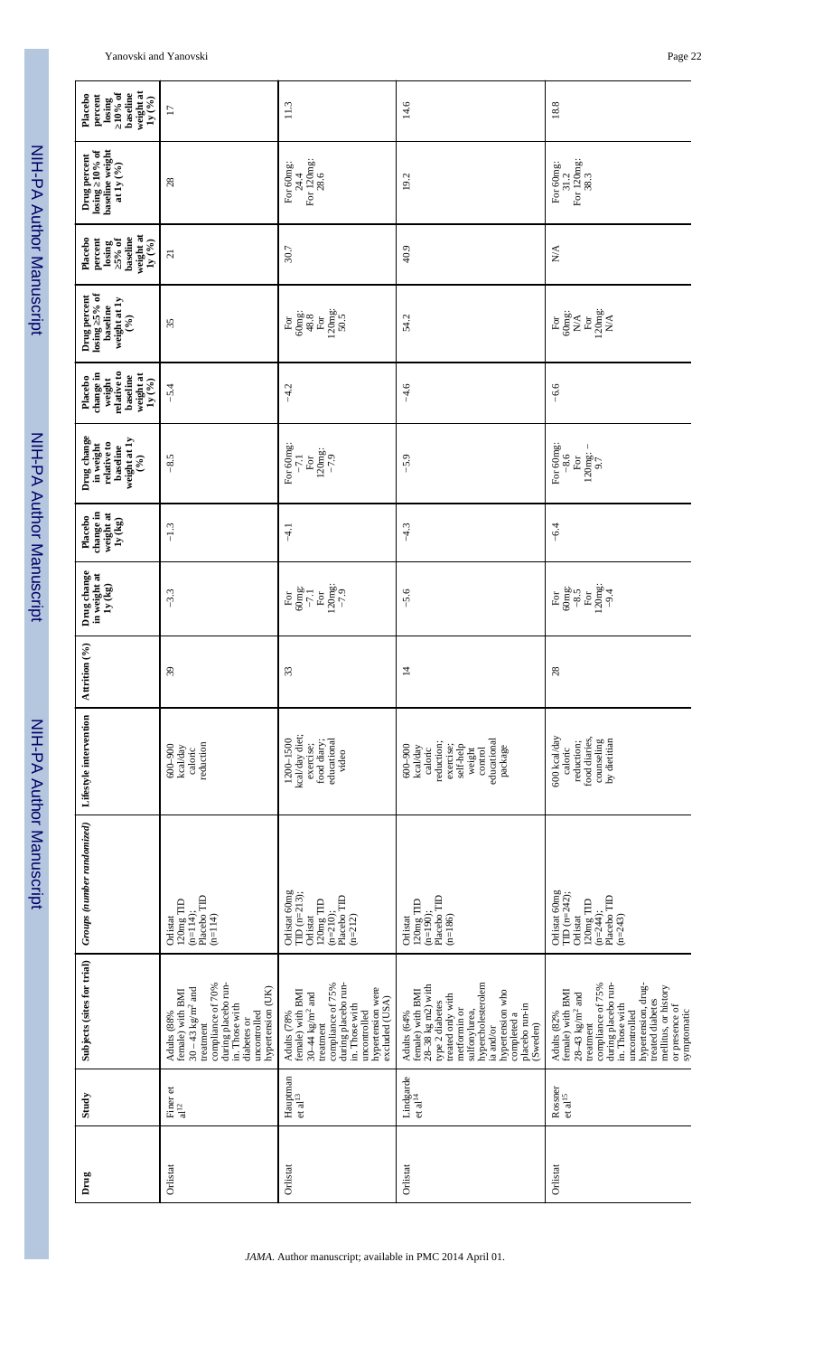| Drug | Study | Subjects (sites for trial) | Groups (number randomized) | Lifestyle intervention | Attrition (%) | Drug change in weight at 1y (kg) | Placebo change in weight at 1y (kg) | Drug change in weight relative to baseline weight at 1y (%) | Placebo change in weight relative to baseline weight at 1y (%) | Drug percent losing ≥5% of baseline weight at 1y (%) | Placebo percent losing ≥5% of baseline weight at 1y (%) | Drug percent losing ≥10% of baseline weight at 1y (%) | Placebo percent losing ≥10% of baseline weight at 1y (%) |
|---|---|---|---|---|---|---|---|---|---|---|---|---|---|
| Orlistat | Finer et al[12] | Adults (88% female) with BMI 30 – 43 kg/m² and treatment compliance of 70% during placebo run-in. Those with diabetes or uncontrolled hypertension (UK) | Orlistat 120mg TID (n=114); Placebo TID (n=114) | 600–900 kcal/day caloric reduction | 39 | −3.3 | −1.3 | −8.5 | −5.4 | 35 | 21 | 28 | 17 |
| Orlistat | Hauptman et al[13] | Adults (78% female) with BMI 30–44 kg/m² and treatment compliance of 75% during placebo run-in. Those with uncontrolled hypertension were excluded (USA) | Orlistat 60mg TID (n=213); Orlistat 120mg TID (n=210); Placebo TID (n=212) | 1200–1500 kcal/day diet; exercise; food diary; educational video | 33 | For 60mg: −7.1 For 120mg: −7.9 | −4.1 | For 60mg: −7.1 For 120mg: −7.9 | −4.2 | For 60mg: 48.8 For 120mg: 50.5 | 30.7 | For 60mg: 24.4 For 120mg: 28.6 | 11.3 |
| Orlistat | Lindgarde et al[14] | Adults (64% female) with BMI 28–38 kg m2 with type 2 diabetes treated only with metformin or sulfonylurea, hypercholesterolemia and/or hypertension who completed a placebo run-in (Sweden) | Orlistat 120mg TID (n=190); Placebo TID (n=186) | 600–900 kcal/day caloric reduction; exercise; self-help weight control educational package | 14 | −5.6 | −4.3 | −5.9 | −4.6 | 54.2 | 40.9 | 19.2 | 14.6 |
| Orlistat | Rossner et al[15] | Adults (82% female) with BMI 28–43 kg/m² and treatment compliance of 75% during placebo run-in. Those with uncontrolled hypertension, drug-treated diabetes mellitus, or history or presence of symptomatic | Orlistat 60mg TID (n=242); Orlistat 120mg TID (n=244); Placebo TID (n=243) | 600 kcal/day caloric reduction; food diaries, counseling by dietitian | 28 | For 60mg: −8.5 For 120mg: −9.4 | −6.4 | For 60mg: −8.6 For 120mg: −9.7 | −6.6 | For 60mg: N/A For 120mg: N/A | N/A | For 60mg: 31.2 For 120mg: 38.3 | 18.8 |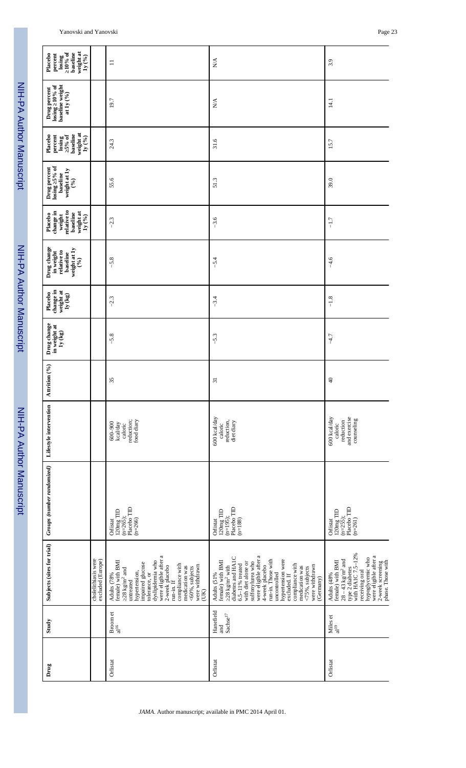| Drug | Study | Subjects (sites for trial) | Groups (number randomized) | Lifestyle intervention | Attrition (%) | Drug change in weight at 1y (kg) | Placebo change in weight at 1y (kg) | Drug change in weight relative to baseline weight at 1y (%) | Placebo change in weight relative to baseline weight at 1y (%) | Drug percent losing ≥5% of baseline weight at 1y (%) | Placebo percent losing ≥5% of baseline weight at 1y (%) | Drug percent losing ≥10% of baseline weight at 1y (%) | Placebo percent losing ≥10% of baseline weight at 1y (%) |
|---|---|---|---|---|---|---|---|---|---|---|---|---|---|
| | | cholelithiasis were excluded (Europe) | | | | | | | | | | | |
| Orlistat | Broom et al[16] | Adults (78% female) with BMI $\geq$28 kg/m$^2$ and untreated hypertension, impaired glucose tolerance, or dyslipidemia who were eligible after a 2-week placebo run-in. If compliance with medication was <60%, subjects were withdrawn (UK) | Orlistat 120mg TID (n=265); Placebo TID (n=266) | 600–900 kcal/day caloric reduction; food diary | 35 | −5.8 | −2.3 | −5.8 | −2.3 | 55.6 | 24.3 | 19.7 | 11 |
| Orlistat | Hanefield and Sachse[17] | Adults (51% female) with BMI $\geq$28 kg/m$^2$ with diabetes and HA1C 6.5–11% treated with diet alone or sulfonylurea who were eligible after a 4-week placebo run-in. Those with uncontrolled hypertension were excluded. If compliance with medication was <75%, subjects were withdrawn (Germany) | Orlistat 120mg TID (n=195); Placebo TID (n=188) | 600 kcal/day caloric reduction, diet diary | 31 | −5.3 | −3.4 | −5.4 | −3.6 | 51.3 | 31.6 | N/A | N/A |
| Orlistat | Miles et al[19] | Adults (48% female) with BMI 28 – 43 kg/m$^2$ and type 2 diabetes with HAIC 7.5–12% receiving oral hypoglycemic who were eligible after a 2-week screening phase. Those with | Orlistat 120mg TID (n=255); Placebo TID (n=261) | 600 kcal/day caloric reduction and exercise counseling | 40 | −4.7 | −1.8 | −4.6 | −1.7 | 39.0 | 15.7 | 14.1 | 3.9 |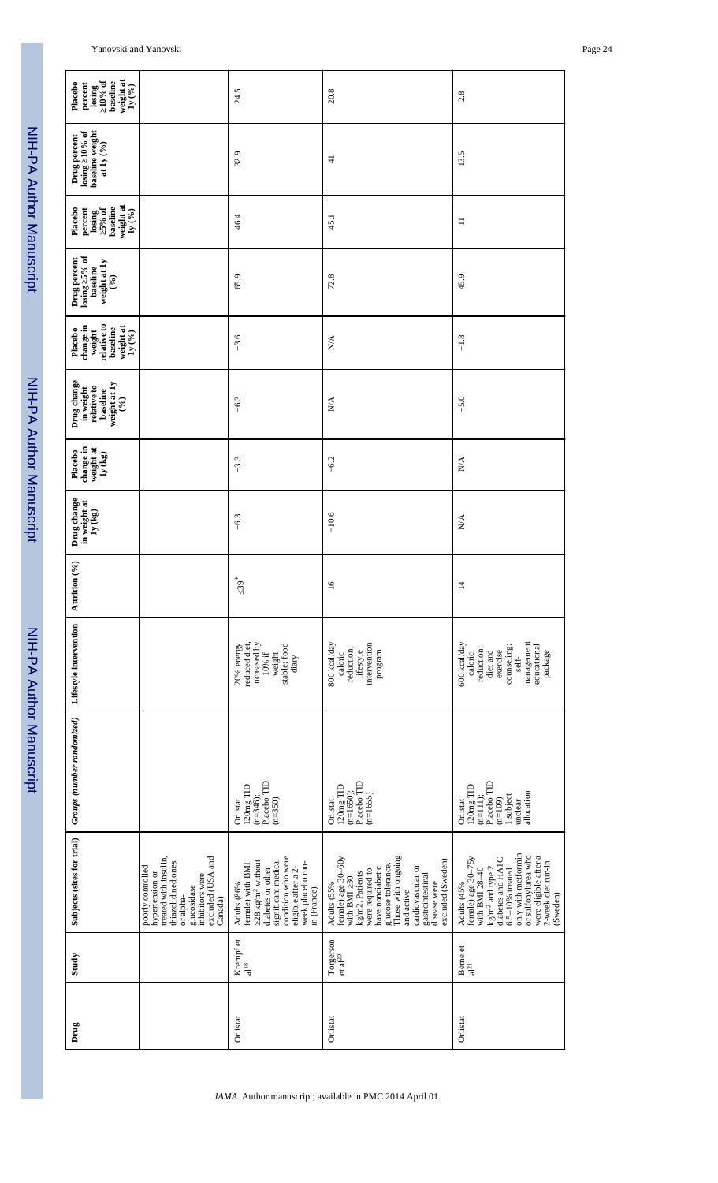| Drug | Study | Subjects (sites for trial) | Groups (number randomized) | Lifestyle intervention | Attrition (%) | Drug change in weight at 1y (kg) | Placebo change in weight at 1y (kg) | Drug change in weight relative to baseline weight at 1y (%) | Placebo change in weight relative to baseline weight at 1y (%) | Drug percent losing ≥5% of baseline weight at 1y (%) | Placebo percent losing ≥5% of baseline weight at 1y (%) | Drug percent losing ≥10% of baseline weight at 1y (%) | Placebo percent losing ≥10% of baseline weight at 1y (%) |
|---|---|---|---|---|---|---|---|---|---|---|---|---|---|
| | | poorly controlled hypertension or treated with insulin, thiazolidinediones, or alpha-glucosidase inhibitors were excluded (USA and Canada) | | | | | | | | | | | |
| Orlistat | Krempf et al[18] | Adults (86% female) with BMI ≥28 kg/m² without diabetes or other significant medical condition who were eligible after a 2-week placebo run-in (France) | Orlistat 120mg TID (n=346); Placebo TID (n=350) | 20% energy reduced diet, increased by 10% if weight stable; food diary | ≤39* | −6.3 | −3.3 | −6.3 | −3.6 | 65.9 | 46.4 | 32.9 | 24.5 |
| Orlistat | Torgerson et al[20] | Adults (55% female) age 30–60y with BMI ≥30 kg/m2. Patients were required to have nondiabetic glucose tolerance. Those with ongoing and active cardiovascular or gastrointestinal disease were excluded (Sweden) | Orlistat 120mg TID (n=1650); Placebo TID (n=1655) | 800 kcal/day caloric reduction; lifestyle intervention program | 16 | −10.6 | −6.2 | N/A | N/A | 72.8 | 45.1 | 41 | 20.8 |
| Orlistat | Berne et al[21] | Adults (45% female) age 30–75y with BMI 28–40 kg/m² and type 2 diabetes and HA1C 6.5–10% treated only with metformin or sulfonylurea who were eligible after a 2-week diet run-in (Sweden) | Orlistat 120mg TID (n=111); Placebo TID (n=109) 1 subject unclear allocation | 600 kcal/day caloric reduction; diet and exercise counseling; self-management educational package | 14 | N/A | N/A | −5.0 | −1.8 | 45.9 | 11 | 13.5 | 2.8 |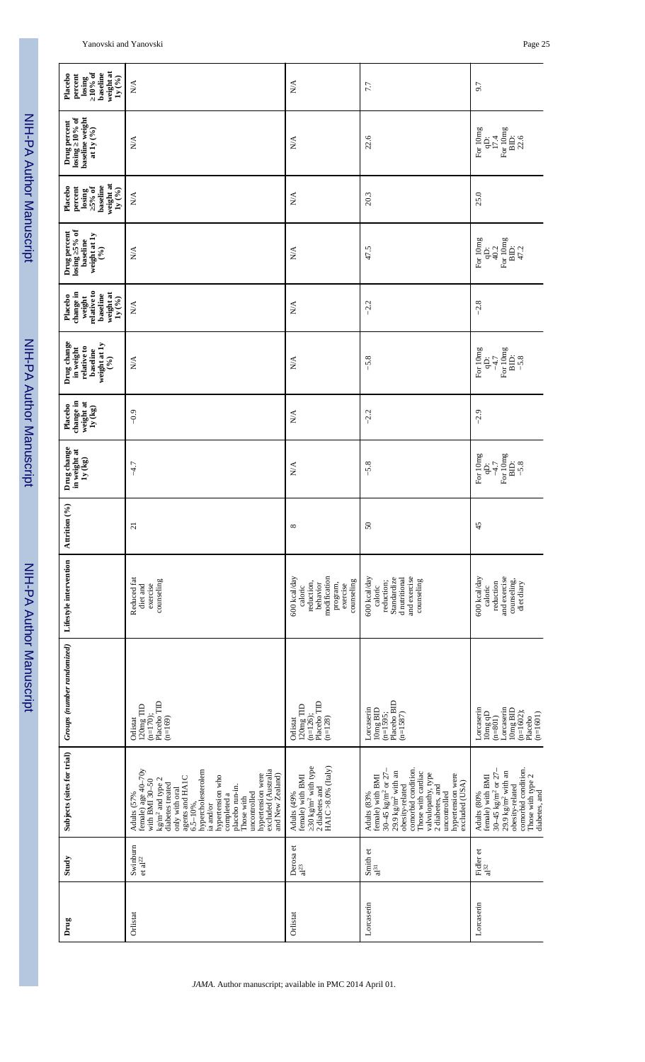| Drug | Study | Subjects (sites for trial) | Groups (number randomized) | Lifestyle intervention | Attrition (%) | Drug change in weight at 1y (kg) | Placebo change in weight at 1y (kg) | Drug change in weight relative to baseline weight at 1y (%) | Placebo change in weight relative to baseline weight at 1y (%) | Drug percent losing ≥5% of baseline weight at 1y (%) | Placebo percent losing ≥5% of baseline weight at 1y (%) | Drug percent losing ≥10% of baseline weight at 1y (%) | Placebo percent losing ≥10% of baseline weight at 1y (%) |
|---|---|---|---|---|---|---|---|---|---|---|---|---|---|
| Orlistat | Swinburn et al[22] | Adults (57% female) age 40–70y with BMI 30–50 kg/m$^2$ and type 2 diabetes treated only with oral agents and HA1C 6.5–10%, hypercholesterolemia and/or hypertension who completed a placebo run-in. Those with uncontrolled hypertension were excluded (Australia and New Zealand) | Orlistat 120mg TID (n=170); Placebo TID (n=169) | Reduced fat diet and exercise counseling | 21 | −4.7 | −0.9 | N/A | N/A | N/A | N/A | N/A | N/A |
| Orlistat | Derosa et al[23] | Adults (49% female) with BMI ≥30 kg/m$^2$ with type 2 diabetes and HA1C >8.0% (Italy) | Orlistat 120mg TID (n=126); Placebo TID (n=128) | 600 kcal/day caloric reduction, behavior modification program, exercise counseling | 8 | N/A | N/A | N/A | N/A | N/A | N/A | N/A | N/A |
| Lorcaserin | Smith et al[31] | Adults (83% female) with BMI 30–45 kg/m$^2$ or 27–29.9 kg/m$^2$ with an obesity-related comorbid condition. Those with cardiac valvulopathy, type 2 diabetes, and uncontrolled hypertension were excluded (USA) | Lorcaserin 10mg BID (n=1595; Placebo BID (n=1587) | 600 kcal/day caloric reduction; Standardized nutritional and exercise counseling | 50 | −5.8 | −2.2 | −5.8 | −2.2 | 47.5 | 20.3 | 22.6 | 7.7 |
| Lorcaserin | Fidler et al[32] | Adults (80% female) with BMI 30–45 kg/m$^2$ or 27–29.9 kg/m$^2$ with an obesity-related comorbid condition. Those with type 2 diabetes, and | Lorcaserin 10mg qD (n=801) Lorcaserin 10mg BID (n=1602); Placebo (n=1601) | 600 kcal/day caloric reduction and exercise counseling, diet diary | 45 | For 10mg qD: −4.7 For 10mg BID: −5.8 | −2.9 | For 10mg qD: −4.7 For 10mg BID: −5.8 | −2.8 | For 10mg qD: 40.2 For 10mg BID: 47.2 | 25.0 | For 10mg qD: 17.4 For 10mg BID: 22.6 | 9.7 |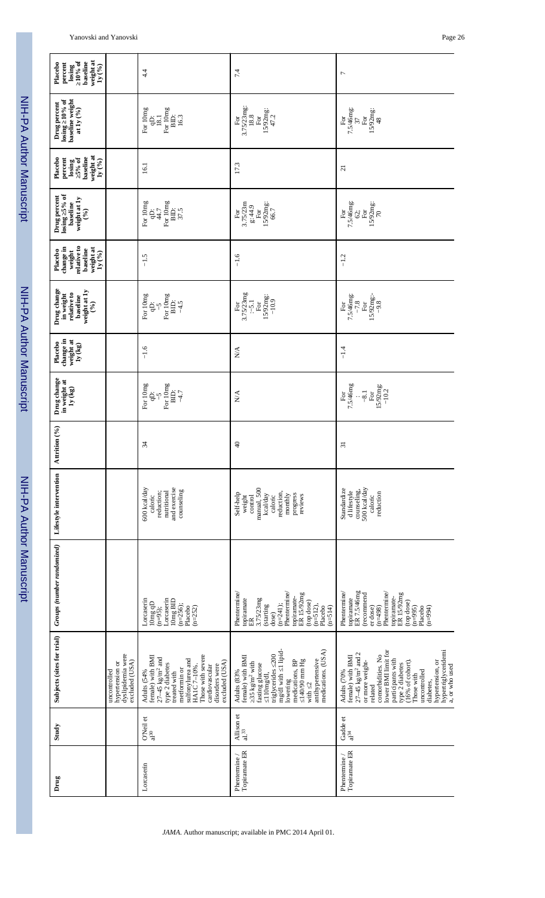| Drug | Study | Subjects (sites for trial) | Groups (number randomized) | Lifestyle intervention | Attrition (%) | Drug change in weight at 1y (kg) | Placebo change in weight at 1y (kg) | Drug change in weight relative to baseline weight at 1y (%) | Placebo change in weight relative to baseline weight at 1y (%) | Drug percent losing ≥5% of baseline weight at 1y (%) | Placebo percent losing ≥5% of baseline weight at 1y (%) | Drug percent losing ≥10% of baseline weight at 1y (%) | Placebo percent losing ≥10% of baseline weight at 1y (%) |
|---|---|---|---|---|---|---|---|---|---|---|---|---|---|
| | | uncontrolled hypertension or dyslipidemia were excluded (USA) | | | | | | | | | | | |
| Lorcaserin | O'Neil et al[30] | Adults (54% female) with BMI 27–45 kg/m² and type 2 diabetes treated with metformin or sulfonylurea and HA1C 7–10%. Those with severe cardiovascular disorders were excluded (USA) | Lorcaserin 10mg qD (n=95); Lorcaserin 10mg BID (n=256); Placebo (n=252) | 600 kcal/day caloric reduction; nutritional and exercise counseling | 34 | For 10mg qD: −5 For 10mg BID: −4.7 | −1.6 | For 10mg qD: −5 For 10mg BID: −4.5 | −1.5 | For 10mg qD: 44.7 For 10mg BID: 37.5 | 16.1 | For 10mg qD: 18.1 For 10mg BID: 16.3 | 4.4 |
| Phentermine / Topiramate ER | Allison et al.[33] | Adults (83% female) with BMI ≥35 kg/m² with fasting glucose ≤110mg/dL, triglycerides ≤200 mg/dl with ≤1 lipid-lowering medications, BP ≤140/90 mm Hg with ≤2 antihypertensive medications. (USA) | Phentermine/ topiramate ER 3.75/23mg (starting dose) (n=241); Phentermine/ topiramate-ER 15/92mg (top dose) (n=512), Placebo (n=514) | Self-help weight control manual, 500 kcal/day caloric reduction, monthly progress reviews | 40 | N/A | N/A | For 3.75/23mg: -5.1 For 15/92mg: −10.9 | −1.6 | For 3.75/23mg: 44.9 For 15/92mg: 66.7 | 17.3 | For 3.75/23mg: 18.8 For 15/92mg: 47.2 | 7.4 |
| Phentermine / Topiramate ER | Gadde et al[34] | Adults (70% female) with BMI 27–45 kg/m² and 2 or more weight-related comorbidities. No lower BMI limit for participants with type 2 diabetes (16% of cohort). Those with uncontrolled diabetes, hypertension, or hypertriglyceridemia, or who used | Phentermine/ topiramate ER 7.5/46mg (recommender dose) (n=498) Phentermine/ topiramate-ER 15/92mg (top dose) (n=995) Placebo (n=994) | Standardized lifestyle counseling, 500 kcal/day caloric reduction | 31 | For 7.5/46mg: −8.1 For 15/92mg: −10.2 | −1.4 | For 7.5/46mg: −7.8 For 15/92mg: -9.8 | −1.2 | For 7.5/46mg: 62; For 15/92mg: 70 | 21 | For 7.5/46mg: 37 For 15/92mg: 48 | 7 |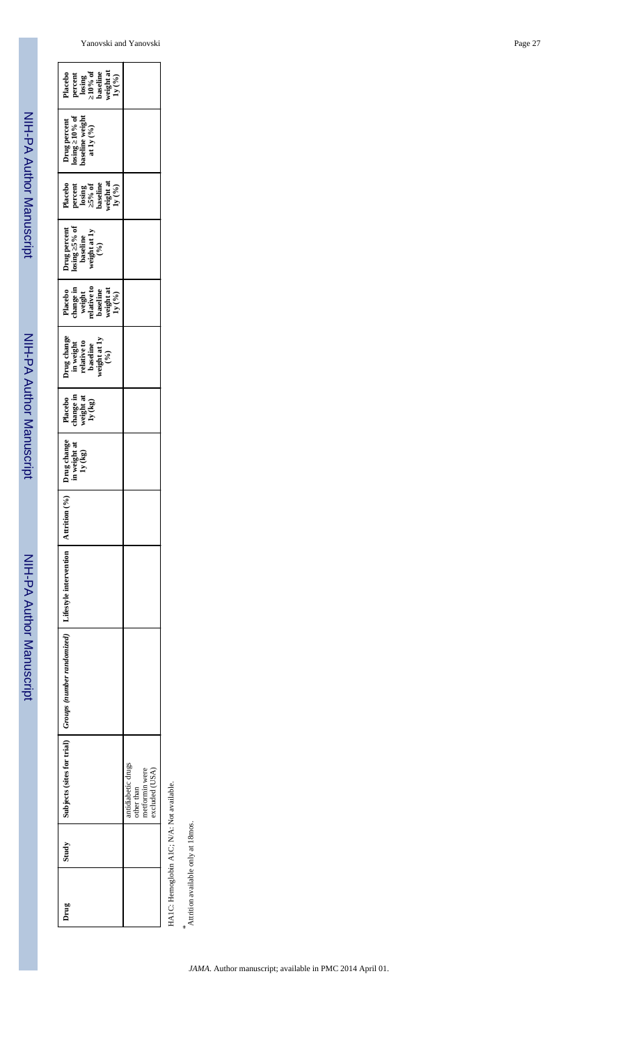| Drug | Study | Subjects (sites for trial) | *Groups (number randomized)* | Lifestyle intervention | Attrition (%) | Drug change in weight at 1y (kg) | Placebo change in weight at 1y (kg) | Drug change in weight relative to baseline weight at 1y (%) | Placebo change in weight relative to baseline weight at 1y (%) | Drug percent losing ≥5% of baseline weight at 1y (%) | Placebo percent losing ≥5% of baseline weight at 1y (%) | Drug percent losing ≥10% of baseline weight at 1y (%) | Placebo percent losing ≥10% of baseline weight at 1y (%) |
|---|---|---|---|---|---|---|---|---|---|---|---|---|---|
| | | antidiabetic drugs other than metformin were excluded (USA) | | | | | | | | | | | |

HA1C: Hemoglobin A1C; N/A: Not available.

\* Attrition available only at 18mos.